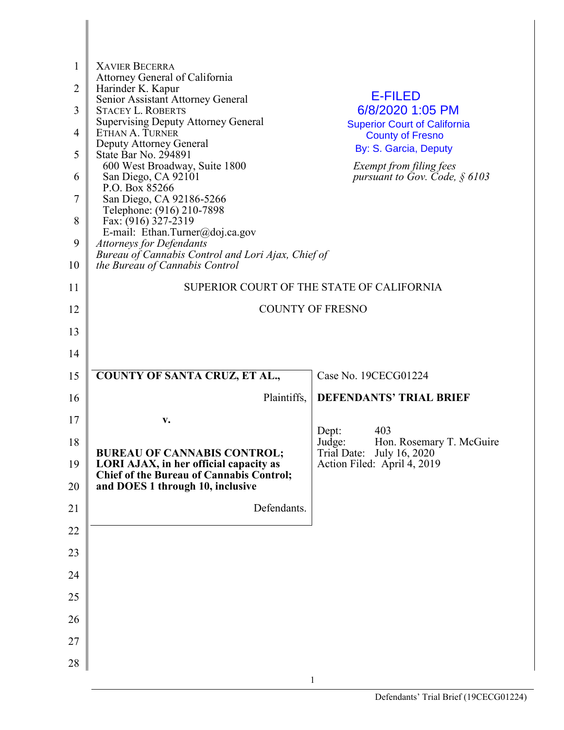XAVIER BECERRA
Attorney General of California
Harinder K. Kapur
Senior Assistant Attorney General
STACEY L. ROBERTS
Supervising Deputy Attorney General
ETHAN A. TURNER
Deputy Attorney General
State Bar No. 294891
600 West Broadway, Suite 1800
San Diego, CA 92101
P.O. Box 85266
San Diego, CA 92186-5266
Telephone: (916) 210-7898
Fax: (916) 327-2319
E-mail: Ethan.Turner@doj.ca.gov
*Attorneys for Defendants*
*Bureau of Cannabis Control and Lori Ajax, Chief of the Bureau of Cannabis Control*

E-FILED
6/8/2020 1:05 PM
Superior Court of California
County of Fresno
By: S. Garcia, Deputy

*Exempt from filing fees pursuant to Gov. Code, § 6103*

SUPERIOR COURT OF THE STATE OF CALIFORNIA

COUNTY OF FRESNO

| | |
|---|---|
| **COUNTY OF SANTA CRUZ, ET AL.,**<br><br>Plaintiffs,<br><br>**v.**<br><br>**BUREAU OF CANNABIS CONTROL; LORI AJAX, in her official capacity as Chief of the Bureau of Cannabis Control; and DOES 1 through 10, inclusive**<br><br>Defendants. | Case No. 19CECG01224<br><br>**DEFENDANTS' TRIAL BRIEF**<br><br>Dept: 403<br>Judge: Hon. Rosemary T. McGuire<br>Trial Date: July 16, 2020<br>Action Filed: April 4, 2019 |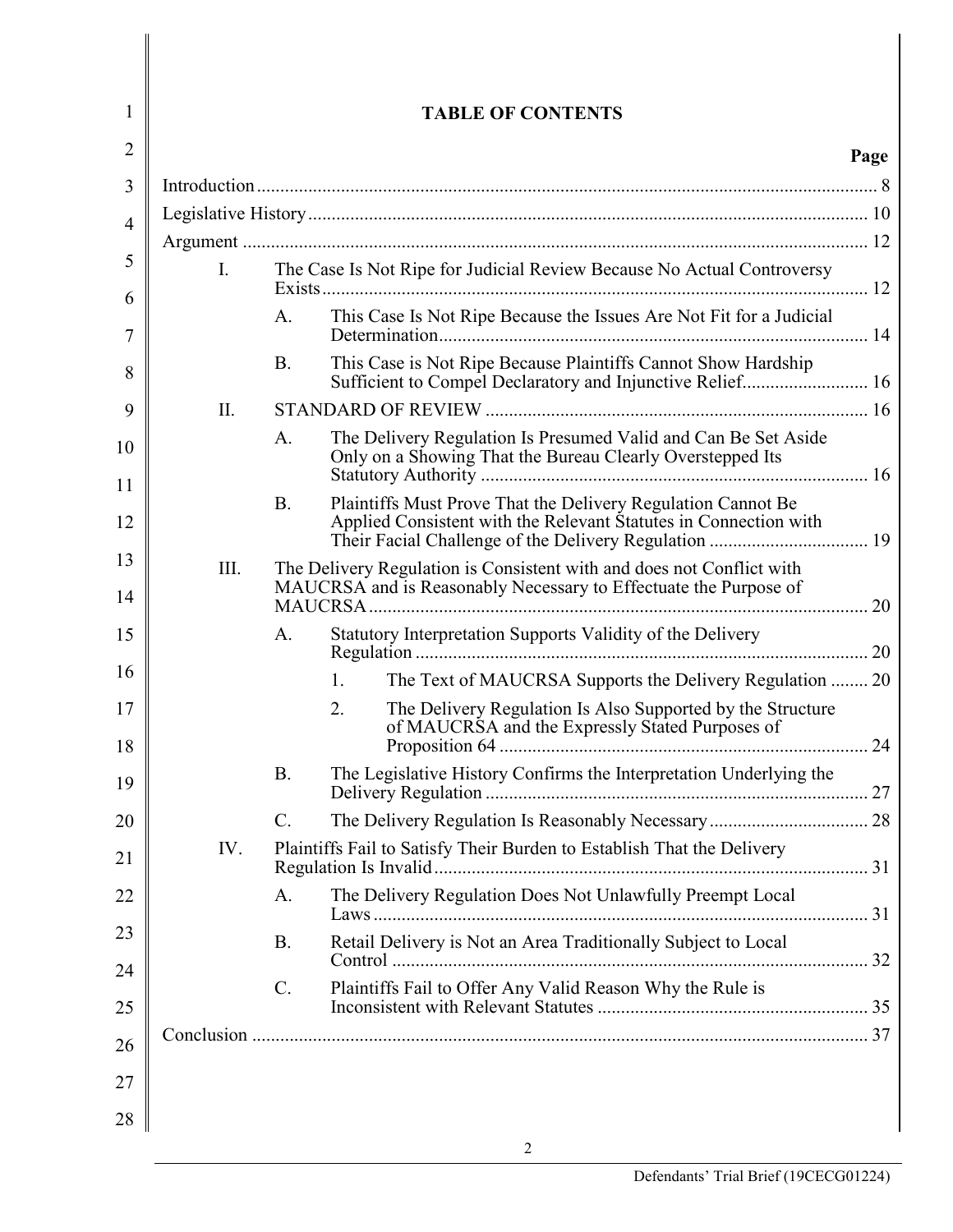# TABLE OF CONTENTS

| | Page |
|---|---|
| Introduction | 8 |
| Legislative History | 10 |
| Argument | 12 |
| I. The Case Is Not Ripe for Judicial Review Because No Actual Controversy Exists | 12 |
| A. This Case Is Not Ripe Because the Issues Are Not Fit for a Judicial Determination | 14 |
| B. This Case is Not Ripe Because Plaintiffs Cannot Show Hardship Sufficient to Compel Declaratory and Injunctive Relief | 16 |
| II. STANDARD OF REVIEW | 16 |
| A. The Delivery Regulation Is Presumed Valid and Can Be Set Aside Only on a Showing That the Bureau Clearly Overstepped Its Statutory Authority | 16 |
| B. Plaintiffs Must Prove That the Delivery Regulation Cannot Be Applied Consistent with the Relevant Statutes in Connection with Their Facial Challenge of the Delivery Regulation | 19 |
| III. The Delivery Regulation is Consistent with and does not Conflict with MAUCRSA and is Reasonably Necessary to Effectuate the Purpose of MAUCRSA | 20 |
| A. Statutory Interpretation Supports Validity of the Delivery Regulation | 20 |
| 1. The Text of MAUCRSA Supports the Delivery Regulation | 20 |
| 2. The Delivery Regulation Is Also Supported by the Structure of MAUCRSA and the Expressly Stated Purposes of Proposition 64 | 24 |
| B. The Legislative History Confirms the Interpretation Underlying the Delivery Regulation | 27 |
| C. The Delivery Regulation Is Reasonably Necessary | 28 |
| IV. Plaintiffs Fail to Satisfy Their Burden to Establish That the Delivery Regulation Is Invalid | 31 |
| A. The Delivery Regulation Does Not Unlawfully Preempt Local Laws | 31 |
| B. Retail Delivery is Not an Area Traditionally Subject to Local Control | 32 |
| C. Plaintiffs Fail to Offer Any Valid Reason Why the Rule is Inconsistent with Relevant Statutes | 35 |
| Conclusion | 37 |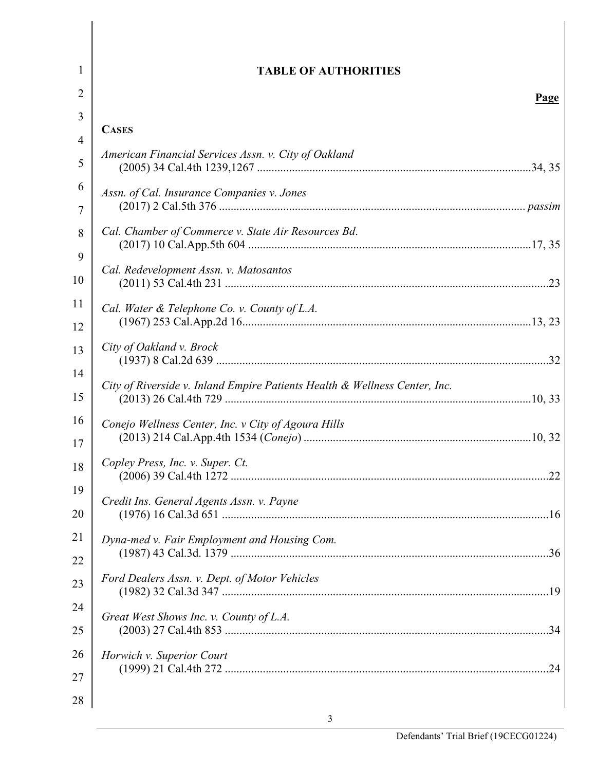# TABLE OF AUTHORITIES

**Page**

**CASES**

*American Financial Services Assn. v. City of Oakland*
(2005) 34 Cal.4th 1239,1267 .......................................................................................... 34, 35

*Assn. of Cal. Insurance Companies v. Jones*
(2017) 2 Cal.5th 376 ........................................................................................................ *passim*

*Cal. Chamber of Commerce v. State Air Resources Bd.*
(2017) 10 Cal.App.5th 604 ............................................................................................... 17, 35

*Cal. Redevelopment Assn. v. Matosantos*
(2011) 53 Cal.4th 231 ............................................................................................................ 23

*Cal. Water & Telephone Co. v. County of L.A.*
(1967) 253 Cal.App.2d 16.................................................................................................. 13, 23

*City of Oakland v. Brock*
(1937) 8 Cal.2d 639 ................................................................................................................ 32

*City of Riverside v. Inland Empire Patients Health & Wellness Center, Inc.*
(2013) 26 Cal.4th 729 ........................................................................................................ 10, 33

*Conejo Wellness Center, Inc. v City of Agoura Hills*
(2013) 214 Cal.App.4th 1534 (*Conejo*) ............................................................................ 10, 32

*Copley Press, Inc. v. Super. Ct.*
(2006) 39 Cal.4th 1272 ........................................................................................................... 22

*Credit Ins. General Agents Assn. v. Payne*
(1976) 16 Cal.3d 651 .............................................................................................................. 16

*Dyna-med v. Fair Employment and Housing Com.*
(1987) 43 Cal.3d. 1379 ........................................................................................................... 36

*Ford Dealers Assn. v. Dept. of Motor Vehicles*
(1982) 32 Cal.3d 347 .............................................................................................................. 19

*Great West Shows Inc. v. County of L.A.*
(2003) 27 Cal.4th 853 ............................................................................................................. 34

*Horwich v. Superior Court*
(1999) 21 Cal.4th 272 ............................................................................................................. 24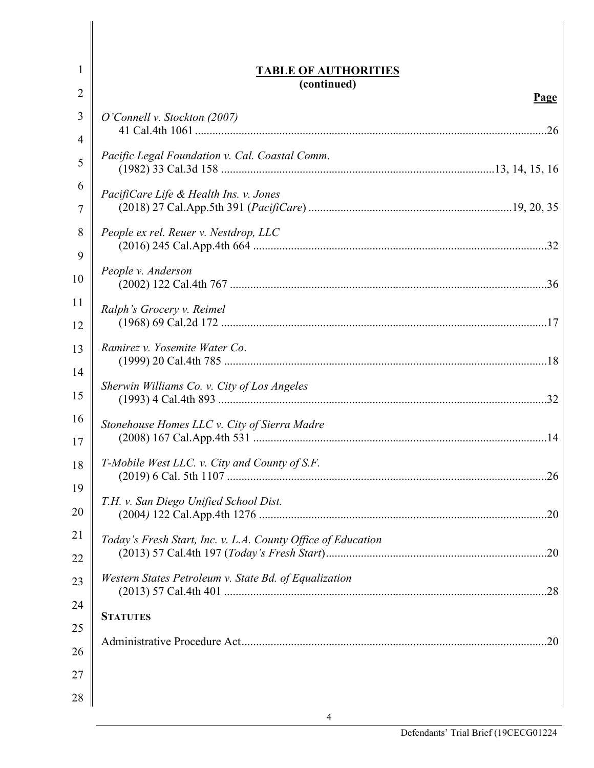## TABLE OF AUTHORITIES
**(continued)**

**Page**

*O'Connell v. Stockton (2007)*
41 Cal.4th 1061 .......................................................................................................................26

*Pacific Legal Foundation v. Cal. Coastal Comm.*
(1982) 33 Cal.3d 158 ..............................................................................................13, 14, 15, 16

*PacifiCare Life & Health Ins. v. Jones*
(2018) 27 Cal.App.5th 391 (*PacifiCare*) ......................................................................19, 20, 35

*People ex rel. Reuer v. Nestdrop, LLC*
(2016) 245 Cal.App.4th 664 ....................................................................................................32

*People v. Anderson*
(2002) 122 Cal.4th 767 ............................................................................................................36

*Ralph's Grocery v. Reimel*
(1968) 69 Cal.2d 172 ...............................................................................................................17

*Ramirez v. Yosemite Water Co.*
(1999) 20 Cal.4th 785 ..............................................................................................................18

*Sherwin Williams Co. v. City of Los Angeles*
(1993) 4 Cal.4th 893 ................................................................................................................32

*Stonehouse Homes LLC v. City of Sierra Madre*
(2008) 167 Cal.App.4th 531 ....................................................................................................14

*T-Mobile West LLC. v. City and County of S.F.*
(2019) 6 Cal. 5th 1107 .............................................................................................................26

*T.H. v. San Diego Unified School Dist.*
(2004) 122 Cal.App.4th 1276 ..................................................................................................20

*Today's Fresh Start, Inc. v. L.A. County Office of Education*
(2013) 57 Cal.4th 197 (*Today's Fresh Start*)...........................................................................20

*Western States Petroleum v. State Bd. of Equalization*
(2013) 57 Cal.4th 401 ..............................................................................................................28

**STATUTES**

Administrative Procedure Act........................................................................................................20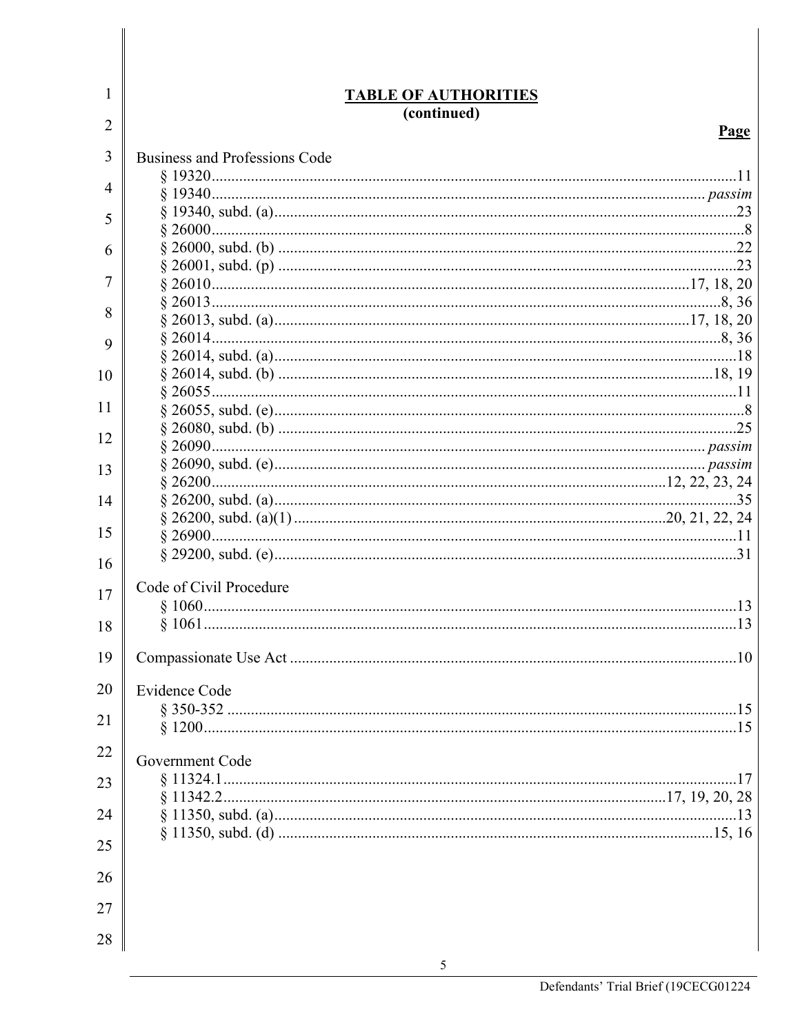## TABLE OF AUTHORITIES
**(continued)**

**Page**

Business and Professions Code

- § 19320 .......... 11
- § 19340 .......... *passim*
- § 19340, subd. (a) .......... 23
- § 26000 .......... 8
- § 26000, subd. (b) .......... 22
- § 26001, subd. (p) .......... 23
- § 26010 .......... 17, 18, 20
- § 26013 .......... 8, 36
- § 26013, subd. (a) .......... 17, 18, 20
- § 26014 .......... 8, 36
- § 26014, subd. (a) .......... 18
- § 26014, subd. (b) .......... 18, 19
- § 26055 .......... 11
- § 26055, subd. (e) .......... 8
- § 26080, subd. (b) .......... 25
- § 26090 .......... *passim*
- § 26090, subd. (e) .......... *passim*
- § 26200 .......... 12, 22, 23, 24
- § 26200, subd. (a) .......... 35
- § 26200, subd. (a)(1) .......... 20, 21, 22, 24
- § 26900 .......... 11
- § 29200, subd. (e) .......... 31

Code of Civil Procedure

- § 1060 .......... 13
- § 1061 .......... 13

Compassionate Use Act .......... 10

Evidence Code

- § 350-352 .......... 15
- § 1200 .......... 15

Government Code

- § 11324.1 .......... 17
- § 11342.2 .......... 17, 19, 20, 28
- § 11350, subd. (a) .......... 13
- § 11350, subd. (d) .......... 15, 16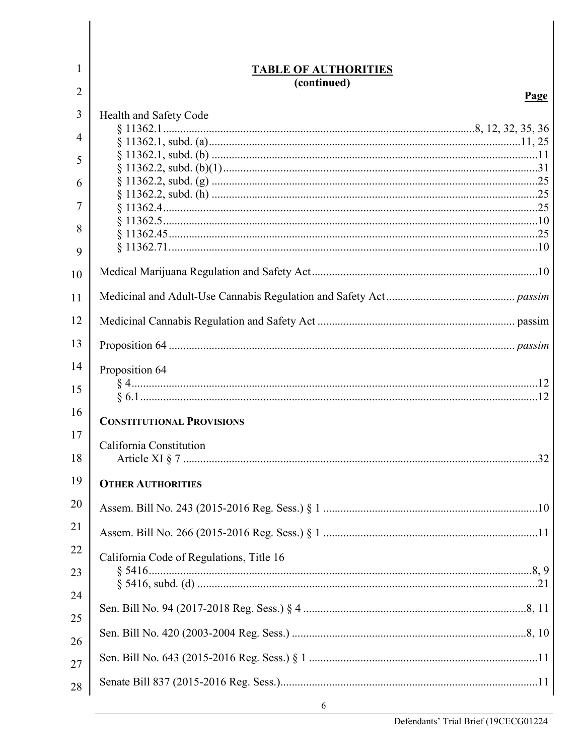## TABLE OF AUTHORITIES
**(continued)**

**Page**

Health and Safety Code
- § 11362.1 ......................................................................... 8, 12, 32, 35, 36
- § 11362.1, subd. (a) ......................................................................... 11, 25
- § 11362.1, subd. (b) ......................................................................... 11
- § 11362.2, subd. (b)(1) ......................................................................... 31
- § 11362.2, subd. (g) ......................................................................... 25
- § 11362.2, subd. (h) ......................................................................... 25
- § 11362.4 ......................................................................... 25
- § 11362.5 ......................................................................... 10
- § 11362.45 ......................................................................... 25
- § 11362.71 ......................................................................... 10

Medical Marijuana Regulation and Safety Act ......................................................................... 10

Medicinal and Adult-Use Cannabis Regulation and Safety Act ......................................................................... *passim*

Medicinal Cannabis Regulation and Safety Act ......................................................................... passim

Proposition 64 ......................................................................... *passim*

Proposition 64
- § 4 ......................................................................... 12
- § 6.1 ......................................................................... 12

**CONSTITUTIONAL PROVISIONS**

California Constitution
- Article XI § 7 ......................................................................... 32

**OTHER AUTHORITIES**

Assem. Bill No. 243 (2015-2016 Reg. Sess.) § 1 ......................................................................... 10

Assem. Bill No. 266 (2015-2016 Reg. Sess.) § 1 ......................................................................... 11

California Code of Regulations, Title 16
- § 5416 ......................................................................... 8, 9
- § 5416, subd. (d) ......................................................................... 21

Sen. Bill No. 94 (2017-2018 Reg. Sess.) § 4 ......................................................................... 8, 11

Sen. Bill No. 420 (2003-2004 Reg. Sess.) ......................................................................... 8, 10

Sen. Bill No. 643 (2015-2016 Reg. Sess.) § 1 ......................................................................... 11

Senate Bill 837 (2015-2016 Reg. Sess.) ......................................................................... 11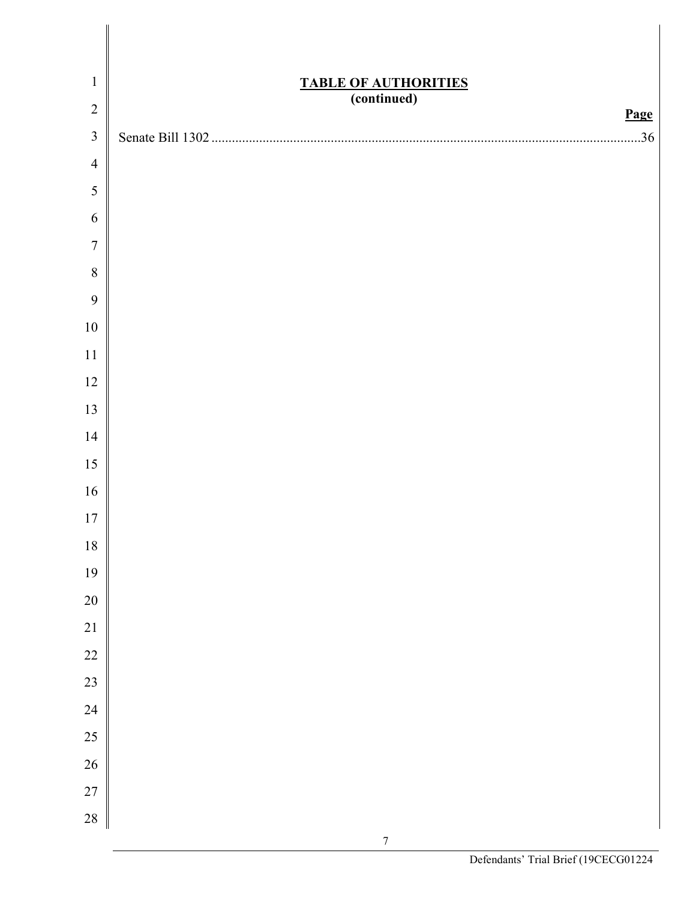## TABLE OF AUTHORITIES
**(continued)**

**Page**

Senate Bill 1302 ....................................................................................................................36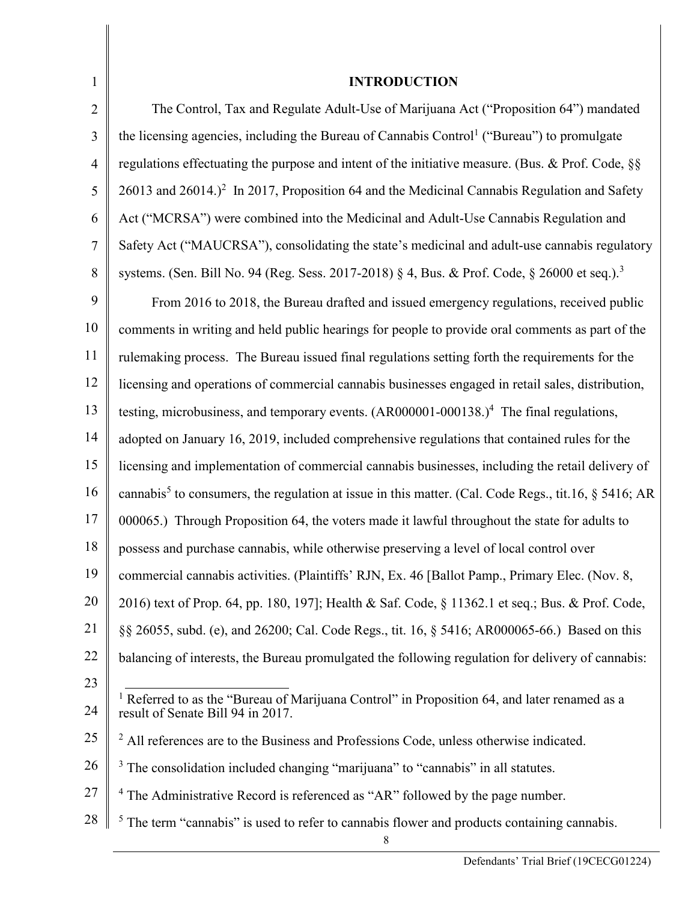## INTRODUCTION

The Control, Tax and Regulate Adult-Use of Marijuana Act ("Proposition 64") mandated the licensing agencies, including the Bureau of Cannabis Control[1] ("Bureau") to promulgate regulations effectuating the purpose and intent of the initiative measure. (Bus. & Prof. Code, §§ 26013 and 26014.)[2] In 2017, Proposition 64 and the Medicinal Cannabis Regulation and Safety Act ("MCRSA") were combined into the Medicinal and Adult-Use Cannabis Regulation and Safety Act ("MAUCRSA"), consolidating the state's medicinal and adult-use cannabis regulatory systems. (Sen. Bill No. 94 (Reg. Sess. 2017-2018) § 4, Bus. & Prof. Code, § 26000 et seq.).[3]

From 2016 to 2018, the Bureau drafted and issued emergency regulations, received public comments in writing and held public hearings for people to provide oral comments as part of the rulemaking process. The Bureau issued final regulations setting forth the requirements for the licensing and operations of commercial cannabis businesses engaged in retail sales, distribution, testing, microbusiness, and temporary events. (AR000001-000138.)[4] The final regulations, adopted on January 16, 2019, included comprehensive regulations that contained rules for the licensing and implementation of commercial cannabis businesses, including the retail delivery of cannabis[5] to consumers, the regulation at issue in this matter. (Cal. Code Regs., tit.16, § 5416; AR 000065.) Through Proposition 64, the voters made it lawful throughout the state for adults to possess and purchase cannabis, while otherwise preserving a level of local control over commercial cannabis activities. (Plaintiffs' RJN, Ex. 46 [Ballot Pamp., Primary Elec. (Nov. 8, 2016) text of Prop. 64, pp. 180, 197]; Health & Saf. Code, § 11362.1 et seq.; Bus. & Prof. Code, §§ 26055, subd. (e), and 26200; Cal. Code Regs., tit. 16, § 5416; AR000065-66.) Based on this balancing of interests, the Bureau promulgated the following regulation for delivery of cannabis:

---

[1] Referred to as the "Bureau of Marijuana Control" in Proposition 64, and later renamed as a result of Senate Bill 94 in 2017.

[2] All references are to the Business and Professions Code, unless otherwise indicated.

[3] The consolidation included changing "marijuana" to "cannabis" in all statutes.

[4] The Administrative Record is referenced as "AR" followed by the page number.

[5] The term "cannabis" is used to refer to cannabis flower and products containing cannabis.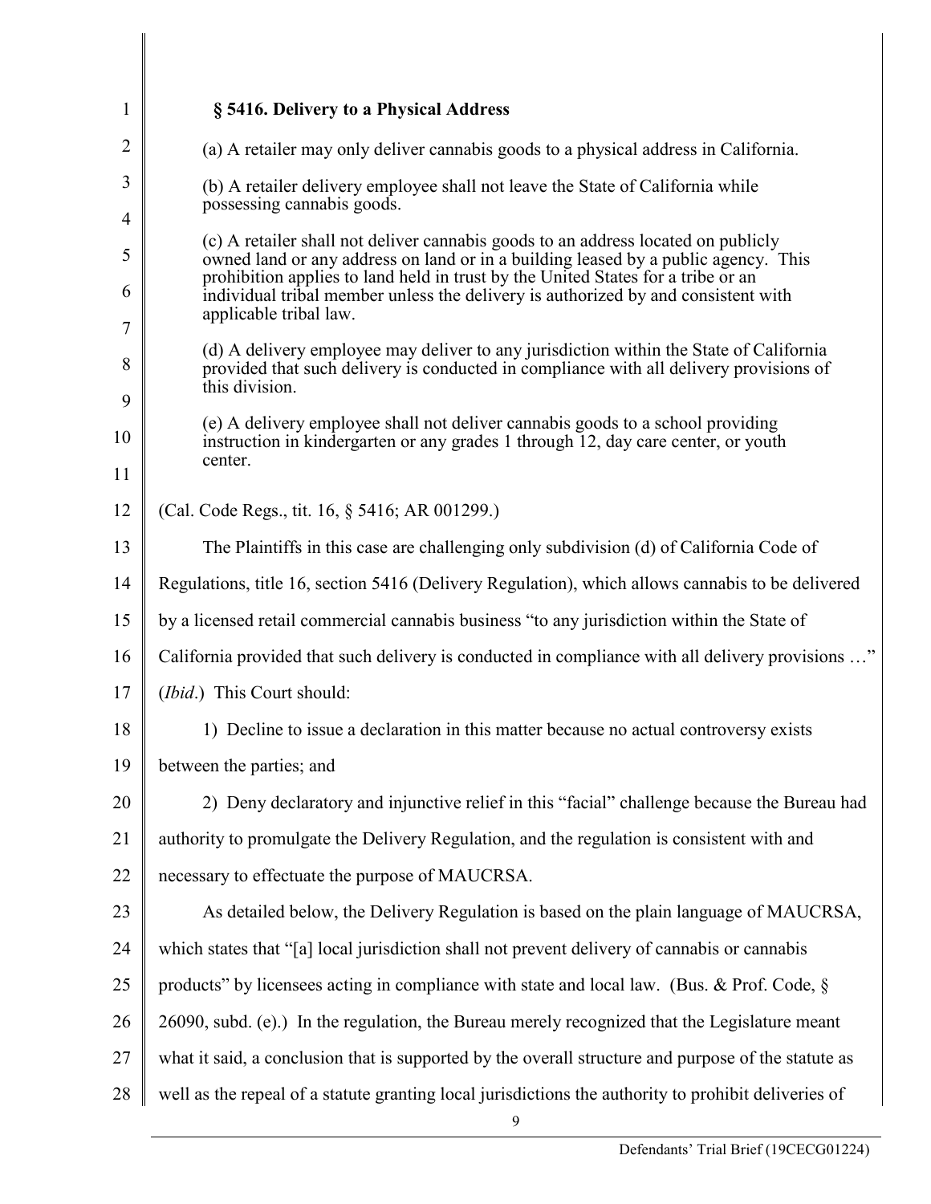**§ 5416. Delivery to a Physical Address**

(a) A retailer may only deliver cannabis goods to a physical address in California.

(b) A retailer delivery employee shall not leave the State of California while possessing cannabis goods.

(c) A retailer shall not deliver cannabis goods to an address located on publicly owned land or any address on land or in a building leased by a public agency. This prohibition applies to land held in trust by the United States for a tribe or an individual tribal member unless the delivery is authorized by and consistent with applicable tribal law.

(d) A delivery employee may deliver to any jurisdiction within the State of California provided that such delivery is conducted in compliance with all delivery provisions of this division.

(e) A delivery employee shall not deliver cannabis goods to a school providing instruction in kindergarten or any grades 1 through 12, day care center, or youth center.

(Cal. Code Regs., tit. 16, § 5416; AR 001299.)

The Plaintiffs in this case are challenging only subdivision (d) of California Code of Regulations, title 16, section 5416 (Delivery Regulation), which allows cannabis to be delivered by a licensed retail commercial cannabis business "to any jurisdiction within the State of California provided that such delivery is conducted in compliance with all delivery provisions …" (*Ibid*.) This Court should:

1) Decline to issue a declaration in this matter because no actual controversy exists between the parties; and

2) Deny declaratory and injunctive relief in this "facial" challenge because the Bureau had authority to promulgate the Delivery Regulation, and the regulation is consistent with and necessary to effectuate the purpose of MAUCRSA.

As detailed below, the Delivery Regulation is based on the plain language of MAUCRSA, which states that "[a] local jurisdiction shall not prevent delivery of cannabis or cannabis products" by licensees acting in compliance with state and local law. (Bus. & Prof. Code, § 26090, subd. (e).) In the regulation, the Bureau merely recognized that the Legislature meant what it said, a conclusion that is supported by the overall structure and purpose of the statute as well as the repeal of a statute granting local jurisdictions the authority to prohibit deliveries of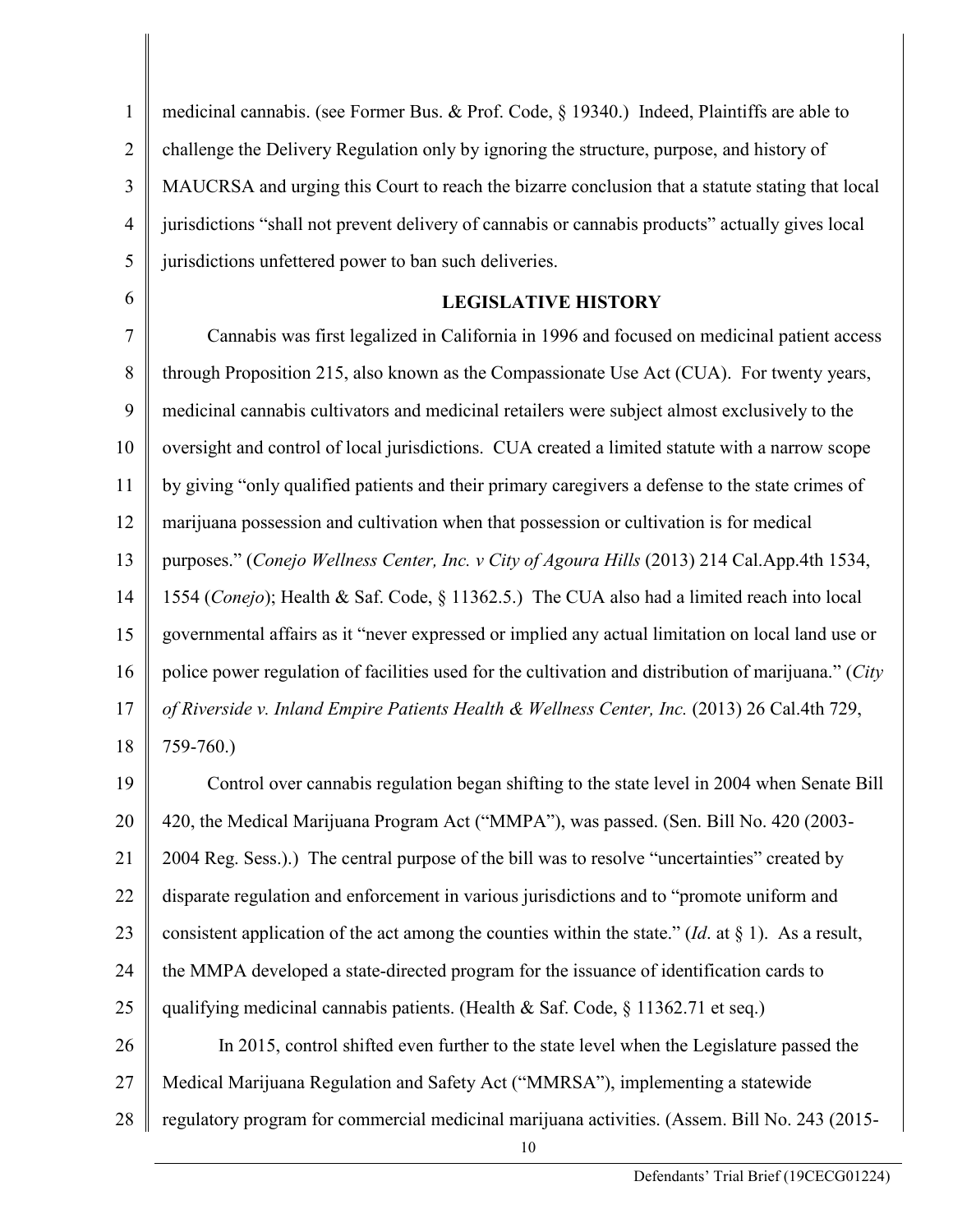medicinal cannabis. (see Former Bus. & Prof. Code, § 19340.) Indeed, Plaintiffs are able to challenge the Delivery Regulation only by ignoring the structure, purpose, and history of MAUCRSA and urging this Court to reach the bizarre conclusion that a statute stating that local jurisdictions "shall not prevent delivery of cannabis or cannabis products" actually gives local jurisdictions unfettered power to ban such deliveries.

## LEGISLATIVE HISTORY

Cannabis was first legalized in California in 1996 and focused on medicinal patient access through Proposition 215, also known as the Compassionate Use Act (CUA). For twenty years, medicinal cannabis cultivators and medicinal retailers were subject almost exclusively to the oversight and control of local jurisdictions. CUA created a limited statute with a narrow scope by giving "only qualified patients and their primary caregivers a defense to the state crimes of marijuana possession and cultivation when that possession or cultivation is for medical purposes." (*Conejo Wellness Center, Inc. v City of Agoura Hills* (2013) 214 Cal.App.4th 1534, 1554 (*Conejo*); Health & Saf. Code, § 11362.5.) The CUA also had a limited reach into local governmental affairs as it "never expressed or implied any actual limitation on local land use or police power regulation of facilities used for the cultivation and distribution of marijuana." (*City of Riverside v. Inland Empire Patients Health & Wellness Center, Inc.* (2013) 26 Cal.4th 729, 759-760.)

Control over cannabis regulation began shifting to the state level in 2004 when Senate Bill 420, the Medical Marijuana Program Act ("MMPA"), was passed. (Sen. Bill No. 420 (2003-2004 Reg. Sess.).) The central purpose of the bill was to resolve "uncertainties" created by disparate regulation and enforcement in various jurisdictions and to "promote uniform and consistent application of the act among the counties within the state." (*Id*. at § 1). As a result, the MMPA developed a state-directed program for the issuance of identification cards to qualifying medicinal cannabis patients. (Health & Saf. Code, § 11362.71 et seq.)

In 2015, control shifted even further to the state level when the Legislature passed the Medical Marijuana Regulation and Safety Act ("MMRSA"), implementing a statewide regulatory program for commercial medicinal marijuana activities. (Assem. Bill No. 243 (2015-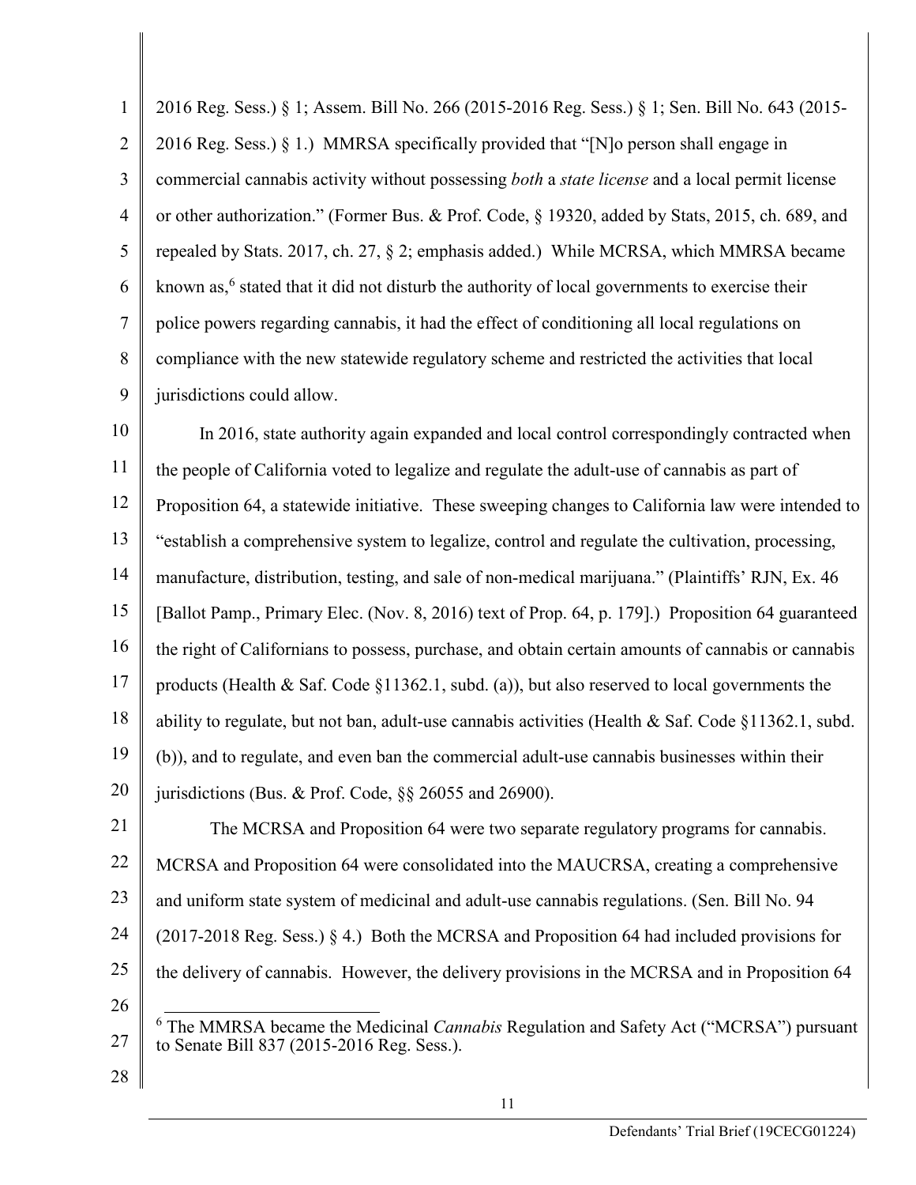2016 Reg. Sess.) § 1; Assem. Bill No. 266 (2015-2016 Reg. Sess.) § 1; Sen. Bill No. 643 (2015-2016 Reg. Sess.) § 1.) MMRSA specifically provided that "[N]o person shall engage in commercial cannabis activity without possessing *both* a *state license* and a local permit license or other authorization." (Former Bus. & Prof. Code, § 19320, added by Stats, 2015, ch. 689, and repealed by Stats. 2017, ch. 27, § 2; emphasis added.) While MCRSA, which MMRSA became known as,[6] stated that it did not disturb the authority of local governments to exercise their police powers regarding cannabis, it had the effect of conditioning all local regulations on compliance with the new statewide regulatory scheme and restricted the activities that local jurisdictions could allow.

In 2016, state authority again expanded and local control correspondingly contracted when the people of California voted to legalize and regulate the adult-use of cannabis as part of Proposition 64, a statewide initiative. These sweeping changes to California law were intended to "establish a comprehensive system to legalize, control and regulate the cultivation, processing, manufacture, distribution, testing, and sale of non-medical marijuana." (Plaintiffs' RJN, Ex. 46 [Ballot Pamp., Primary Elec. (Nov. 8, 2016) text of Prop. 64, p. 179].) Proposition 64 guaranteed the right of Californians to possess, purchase, and obtain certain amounts of cannabis or cannabis products (Health & Saf. Code §11362.1, subd. (a)), but also reserved to local governments the ability to regulate, but not ban, adult-use cannabis activities (Health & Saf. Code §11362.1, subd. (b)), and to regulate, and even ban the commercial adult-use cannabis businesses within their jurisdictions (Bus. & Prof. Code, §§ 26055 and 26900).

The MCRSA and Proposition 64 were two separate regulatory programs for cannabis. MCRSA and Proposition 64 were consolidated into the MAUCRSA, creating a comprehensive and uniform state system of medicinal and adult-use cannabis regulations. (Sen. Bill No. 94 (2017-2018 Reg. Sess.) § 4.) Both the MCRSA and Proposition 64 had included provisions for the delivery of cannabis. However, the delivery provisions in the MCRSA and in Proposition 64

---

[6] The MMRSA became the Medicinal *Cannabis* Regulation and Safety Act ("MCRSA") pursuant to Senate Bill 837 (2015-2016 Reg. Sess.).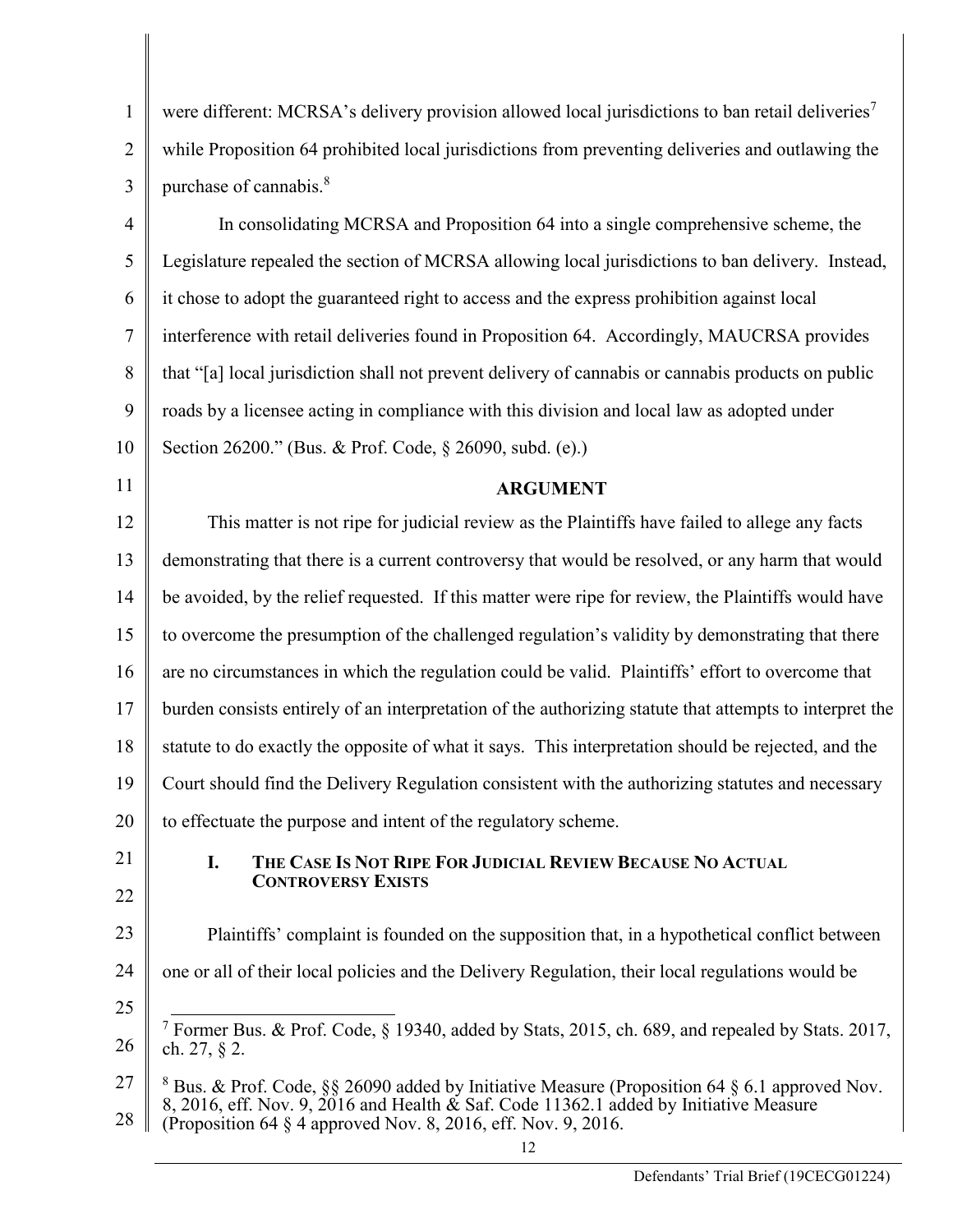were different: MCRSA's delivery provision allowed local jurisdictions to ban retail deliveries[7] while Proposition 64 prohibited local jurisdictions from preventing deliveries and outlawing the purchase of cannabis.[8]

In consolidating MCRSA and Proposition 64 into a single comprehensive scheme, the Legislature repealed the section of MCRSA allowing local jurisdictions to ban delivery. Instead, it chose to adopt the guaranteed right to access and the express prohibition against local interference with retail deliveries found in Proposition 64. Accordingly, MAUCRSA provides that "[a] local jurisdiction shall not prevent delivery of cannabis or cannabis products on public roads by a licensee acting in compliance with this division and local law as adopted under Section 26200." (Bus. & Prof. Code, § 26090, subd. (e).)

## ARGUMENT

This matter is not ripe for judicial review as the Plaintiffs have failed to allege any facts demonstrating that there is a current controversy that would be resolved, or any harm that would be avoided, by the relief requested. If this matter were ripe for review, the Plaintiffs would have to overcome the presumption of the challenged regulation's validity by demonstrating that there are no circumstances in which the regulation could be valid. Plaintiffs' effort to overcome that burden consists entirely of an interpretation of the authorizing statute that attempts to interpret the statute to do exactly the opposite of what it says. This interpretation should be rejected, and the Court should find the Delivery Regulation consistent with the authorizing statutes and necessary to effectuate the purpose and intent of the regulatory scheme.

### I. The Case Is Not Ripe For Judicial Review Because No Actual Controversy Exists

Plaintiffs' complaint is founded on the supposition that, in a hypothetical conflict between one or all of their local policies and the Delivery Regulation, their local regulations would be

---

[7] Former Bus. & Prof. Code, § 19340, added by Stats, 2015, ch. 689, and repealed by Stats. 2017, ch. 27, § 2.

[8] Bus. & Prof. Code, §§ 26090 added by Initiative Measure (Proposition 64 § 6.1 approved Nov. 8, 2016, eff. Nov. 9, 2016 and Health & Saf. Code 11362.1 added by Initiative Measure (Proposition 64 § 4 approved Nov. 8, 2016, eff. Nov. 9, 2016.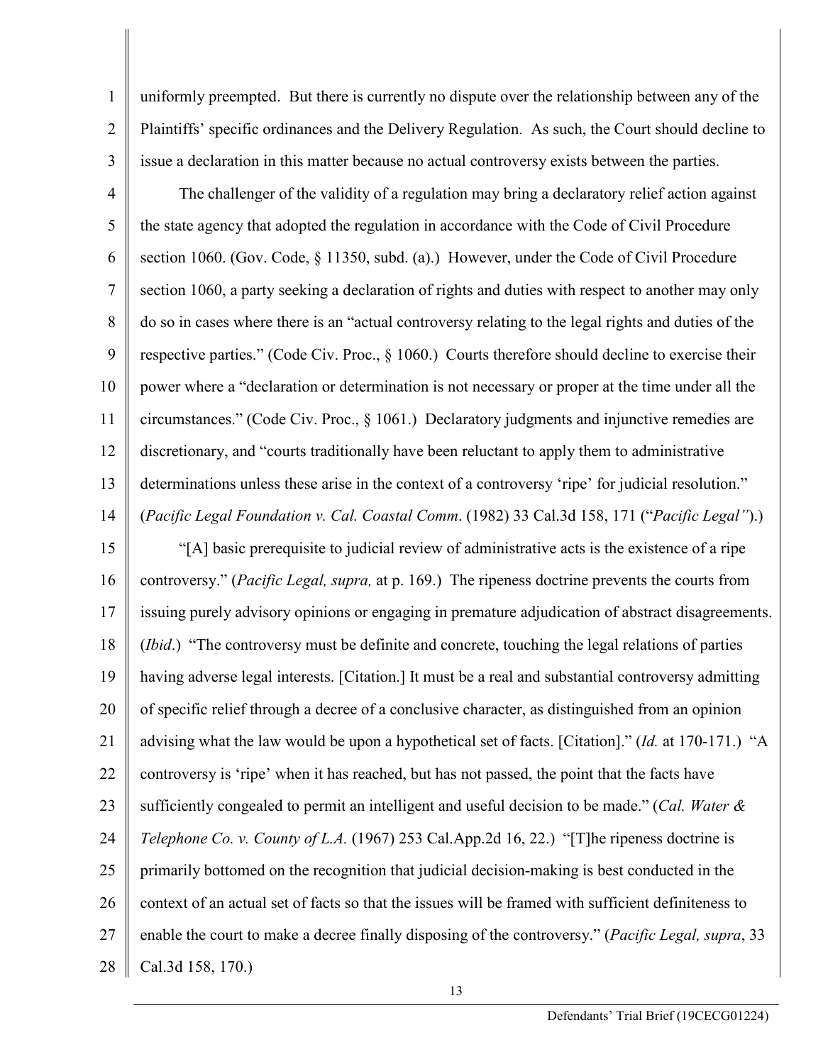uniformly preempted. But there is currently no dispute over the relationship between any of the Plaintiffs' specific ordinances and the Delivery Regulation. As such, the Court should decline to issue a declaration in this matter because no actual controversy exists between the parties.

The challenger of the validity of a regulation may bring a declaratory relief action against the state agency that adopted the regulation in accordance with the Code of Civil Procedure section 1060. (Gov. Code, § 11350, subd. (a).) However, under the Code of Civil Procedure section 1060, a party seeking a declaration of rights and duties with respect to another may only do so in cases where there is an "actual controversy relating to the legal rights and duties of the respective parties." (Code Civ. Proc., § 1060.) Courts therefore should decline to exercise their power where a "declaration or determination is not necessary or proper at the time under all the circumstances." (Code Civ. Proc., § 1061.) Declaratory judgments and injunctive remedies are discretionary, and "courts traditionally have been reluctant to apply them to administrative determinations unless these arise in the context of a controversy 'ripe' for judicial resolution." (*Pacific Legal Foundation v. Cal. Coastal Comm*. (1982) 33 Cal.3d 158, 171 ("*Pacific Legal"*).)

"[A] basic prerequisite to judicial review of administrative acts is the existence of a ripe controversy." (*Pacific Legal, supra,* at p. 169.) The ripeness doctrine prevents the courts from issuing purely advisory opinions or engaging in premature adjudication of abstract disagreements. (*Ibid*.) "The controversy must be definite and concrete, touching the legal relations of parties having adverse legal interests. [Citation.] It must be a real and substantial controversy admitting of specific relief through a decree of a conclusive character, as distinguished from an opinion advising what the law would be upon a hypothetical set of facts. [Citation]." (*Id.* at 170-171.) "A controversy is 'ripe' when it has reached, but has not passed, the point that the facts have sufficiently congealed to permit an intelligent and useful decision to be made." (*Cal. Water & Telephone Co. v. County of L.A.* (1967) 253 Cal.App.2d 16, 22.) "[T]he ripeness doctrine is primarily bottomed on the recognition that judicial decision-making is best conducted in the context of an actual set of facts so that the issues will be framed with sufficient definiteness to enable the court to make a decree finally disposing of the controversy." (*Pacific Legal, supra*, 33 Cal.3d 158, 170.)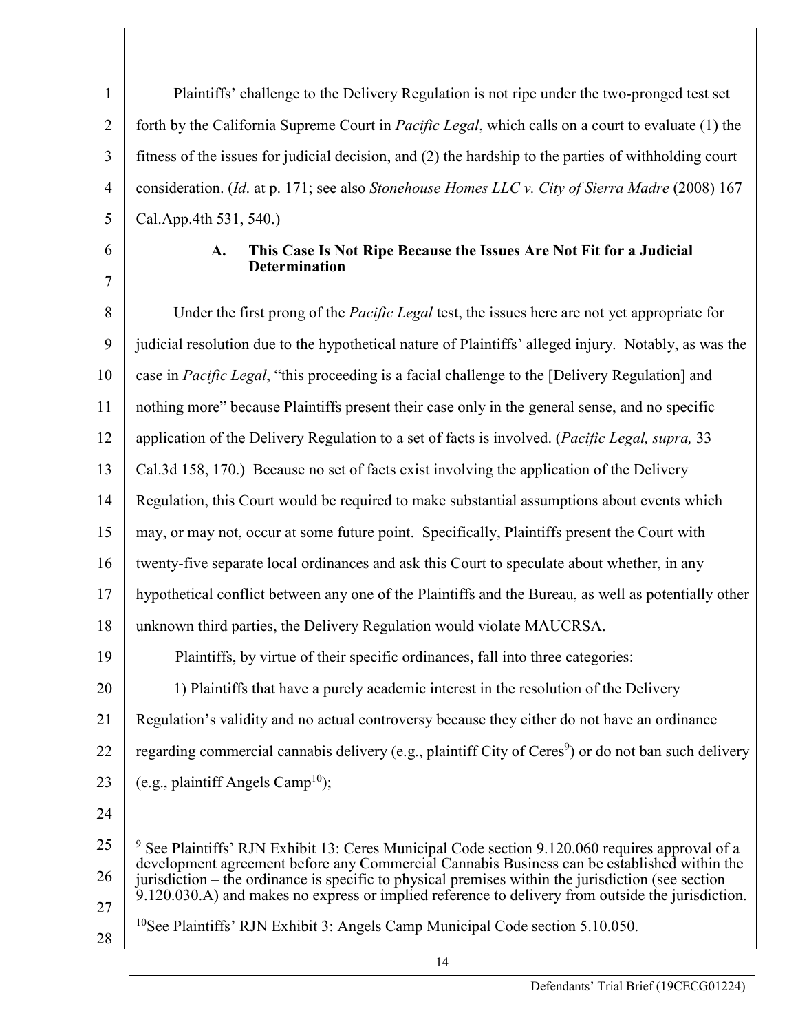Plaintiffs' challenge to the Delivery Regulation is not ripe under the two-pronged test set forth by the California Supreme Court in *Pacific Legal*, which calls on a court to evaluate (1) the fitness of the issues for judicial decision, and (2) the hardship to the parties of withholding court consideration. (*Id*. at p. 171; see also *Stonehouse Homes LLC v. City of Sierra Madre* (2008) 167 Cal.App.4th 531, 540.)

### A. This Case Is Not Ripe Because the Issues Are Not Fit for a Judicial Determination

Under the first prong of the *Pacific Legal* test, the issues here are not yet appropriate for judicial resolution due to the hypothetical nature of Plaintiffs' alleged injury. Notably, as was the case in *Pacific Legal*, "this proceeding is a facial challenge to the [Delivery Regulation] and nothing more" because Plaintiffs present their case only in the general sense, and no specific application of the Delivery Regulation to a set of facts is involved. (*Pacific Legal, supra,* 33 Cal.3d 158, 170.) Because no set of facts exist involving the application of the Delivery Regulation, this Court would be required to make substantial assumptions about events which may, or may not, occur at some future point. Specifically, Plaintiffs present the Court with twenty-five separate local ordinances and ask this Court to speculate about whether, in any hypothetical conflict between any one of the Plaintiffs and the Bureau, as well as potentially other unknown third parties, the Delivery Regulation would violate MAUCRSA.

Plaintiffs, by virtue of their specific ordinances, fall into three categories:

1) Plaintiffs that have a purely academic interest in the resolution of the Delivery Regulation's validity and no actual controversy because they either do not have an ordinance regarding commercial cannabis delivery (e.g., plaintiff City of Ceres[9]) or do not ban such delivery (e.g., plaintiff Angels Camp[10]);

---

[9] See Plaintiffs' RJN Exhibit 13: Ceres Municipal Code section 9.120.060 requires approval of a development agreement before any Commercial Cannabis Business can be established within the jurisdiction – the ordinance is specific to physical premises within the jurisdiction (see section 9.120.030.A) and makes no express or implied reference to delivery from outside the jurisdiction.

[10] See Plaintiffs' RJN Exhibit 3: Angels Camp Municipal Code section 5.10.050.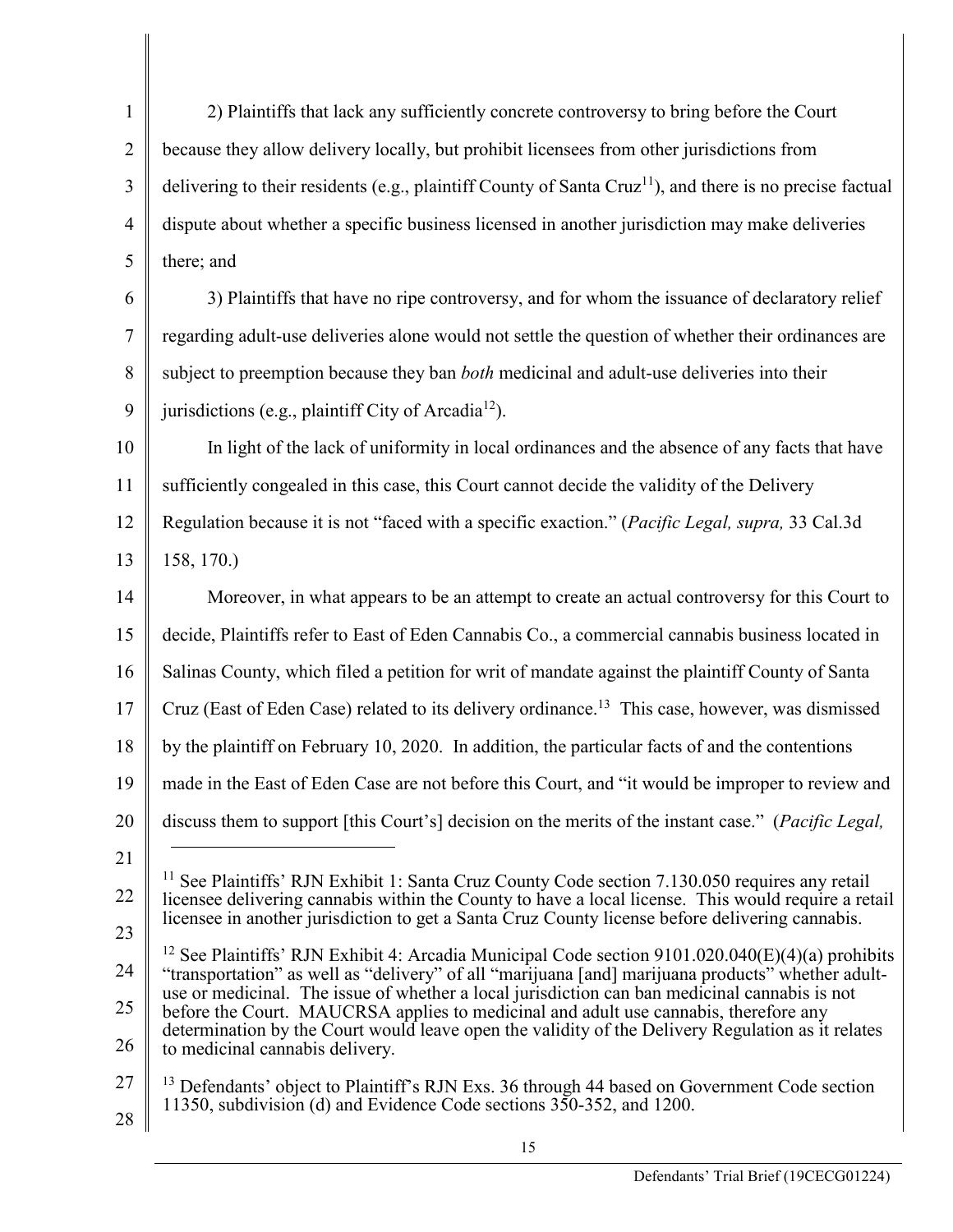2) Plaintiffs that lack any sufficiently concrete controversy to bring before the Court because they allow delivery locally, but prohibit licensees from other jurisdictions from delivering to their residents (e.g., plaintiff County of Santa Cruz[11]), and there is no precise factual dispute about whether a specific business licensed in another jurisdiction may make deliveries there; and

3) Plaintiffs that have no ripe controversy, and for whom the issuance of declaratory relief regarding adult-use deliveries alone would not settle the question of whether their ordinances are subject to preemption because they ban *both* medicinal and adult-use deliveries into their jurisdictions (e.g., plaintiff City of Arcadia[12]).

In light of the lack of uniformity in local ordinances and the absence of any facts that have sufficiently congealed in this case, this Court cannot decide the validity of the Delivery Regulation because it is not "faced with a specific exaction." (*Pacific Legal, supra,* 33 Cal.3d 158, 170.)

Moreover, in what appears to be an attempt to create an actual controversy for this Court to decide, Plaintiffs refer to East of Eden Cannabis Co., a commercial cannabis business located in Salinas County, which filed a petition for writ of mandate against the plaintiff County of Santa Cruz (East of Eden Case) related to its delivery ordinance.[13] This case, however, was dismissed by the plaintiff on February 10, 2020. In addition, the particular facts of and the contentions made in the East of Eden Case are not before this Court, and "it would be improper to review and discuss them to support [this Court's] decision on the merits of the instant case." (*Pacific Legal,*

---

[11] See Plaintiffs' RJN Exhibit 1: Santa Cruz County Code section 7.130.050 requires any retail licensee delivering cannabis within the County to have a local license. This would require a retail licensee in another jurisdiction to get a Santa Cruz County license before delivering cannabis.

[12] See Plaintiffs' RJN Exhibit 4: Arcadia Municipal Code section 9101.020.040(E)(4)(a) prohibits "transportation" as well as "delivery" of all "marijuana [and] marijuana products" whether adult-use or medicinal. The issue of whether a local jurisdiction can ban medicinal cannabis is not before the Court. MAUCRSA applies to medicinal and adult use cannabis, therefore any determination by the Court would leave open the validity of the Delivery Regulation as it relates to medicinal cannabis delivery.

[13] Defendants' object to Plaintiff's RJN Exs. 36 through 44 based on Government Code section 11350, subdivision (d) and Evidence Code sections 350-352, and 1200.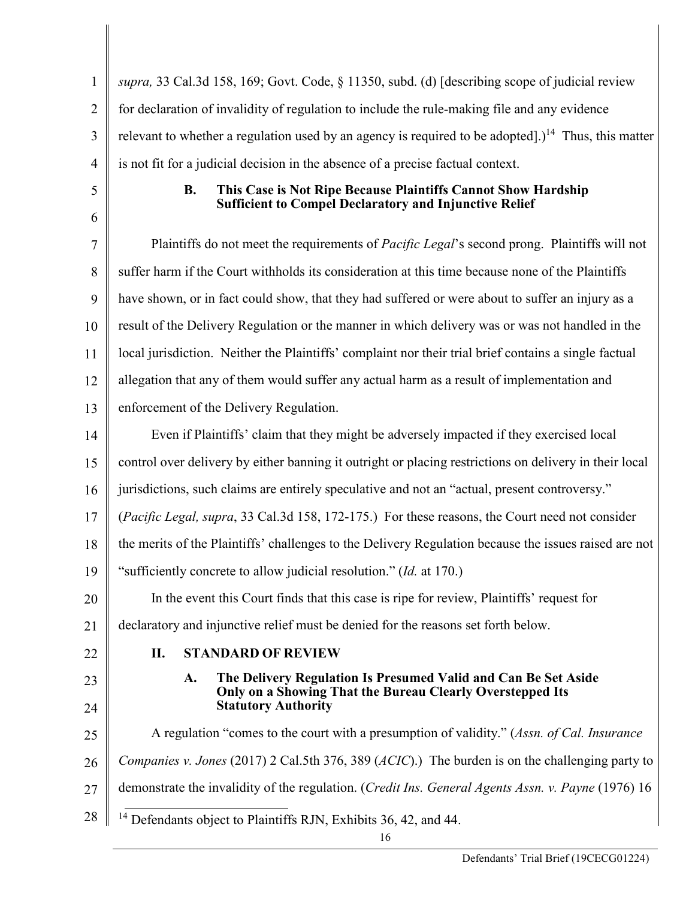*supra,* 33 Cal.3d 158, 169; Govt. Code, § 11350, subd. (d) [describing scope of judicial review for declaration of invalidity of regulation to include the rule-making file and any evidence relevant to whether a regulation used by an agency is required to be adopted].)[14] Thus, this matter is not fit for a judicial decision in the absence of a precise factual context.

### B. This Case is Not Ripe Because Plaintiffs Cannot Show Hardship Sufficient to Compel Declaratory and Injunctive Relief

Plaintiffs do not meet the requirements of *Pacific Legal*'s second prong. Plaintiffs will not suffer harm if the Court withholds its consideration at this time because none of the Plaintiffs have shown, or in fact could show, that they had suffered or were about to suffer an injury as a result of the Delivery Regulation or the manner in which delivery was or was not handled in the local jurisdiction. Neither the Plaintiffs' complaint nor their trial brief contains a single factual allegation that any of them would suffer any actual harm as a result of implementation and enforcement of the Delivery Regulation.

Even if Plaintiffs' claim that they might be adversely impacted if they exercised local control over delivery by either banning it outright or placing restrictions on delivery in their local jurisdictions, such claims are entirely speculative and not an "actual, present controversy." (*Pacific Legal, supra*, 33 Cal.3d 158, 172-175.) For these reasons, the Court need not consider the merits of the Plaintiffs' challenges to the Delivery Regulation because the issues raised are not "sufficiently concrete to allow judicial resolution." (*Id.* at 170.)

In the event this Court finds that this case is ripe for review, Plaintiffs' request for declaratory and injunctive relief must be denied for the reasons set forth below.

## II. STANDARD OF REVIEW

### A. The Delivery Regulation Is Presumed Valid and Can Be Set Aside Only on a Showing That the Bureau Clearly Overstepped Its Statutory Authority

A regulation "comes to the court with a presumption of validity." (*Assn. of Cal. Insurance Companies v. Jones* (2017) 2 Cal.5th 376, 389 (*ACIC*).) The burden is on the challenging party to demonstrate the invalidity of the regulation. (*Credit Ins. General Agents Assn. v. Payne* (1976) 16

[14] Defendants object to Plaintiffs RJN, Exhibits 36, 42, and 44.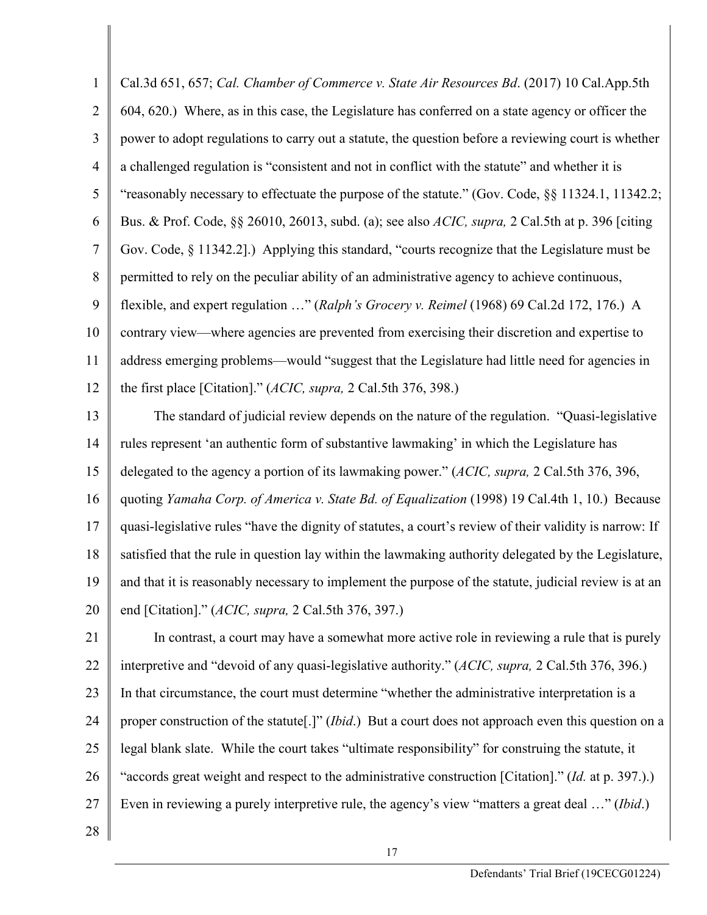Cal.3d 651, 657; *Cal. Chamber of Commerce v. State Air Resources Bd*. (2017) 10 Cal.App.5th 604, 620.) Where, as in this case, the Legislature has conferred on a state agency or officer the power to adopt regulations to carry out a statute, the question before a reviewing court is whether a challenged regulation is "consistent and not in conflict with the statute" and whether it is "reasonably necessary to effectuate the purpose of the statute." (Gov. Code, §§ 11324.1, 11342.2; Bus. & Prof. Code, §§ 26010, 26013, subd. (a); see also *ACIC, supra,* 2 Cal.5th at p. 396 [citing Gov. Code, § 11342.2].) Applying this standard, "courts recognize that the Legislature must be permitted to rely on the peculiar ability of an administrative agency to achieve continuous, flexible, and expert regulation …" (*Ralph's Grocery v. Reimel* (1968) 69 Cal.2d 172, 176.) A contrary view—where agencies are prevented from exercising their discretion and expertise to address emerging problems—would "suggest that the Legislature had little need for agencies in the first place [Citation]." (*ACIC, supra,* 2 Cal.5th 376, 398.)

The standard of judicial review depends on the nature of the regulation. "Quasi-legislative rules represent 'an authentic form of substantive lawmaking' in which the Legislature has delegated to the agency a portion of its lawmaking power." (*ACIC, supra,* 2 Cal.5th 376, 396, quoting *Yamaha Corp. of America v. State Bd. of Equalization* (1998) 19 Cal.4th 1, 10.) Because quasi-legislative rules "have the dignity of statutes, a court's review of their validity is narrow: If satisfied that the rule in question lay within the lawmaking authority delegated by the Legislature, and that it is reasonably necessary to implement the purpose of the statute, judicial review is at an end [Citation]." (*ACIC, supra,* 2 Cal.5th 376, 397.)

In contrast, a court may have a somewhat more active role in reviewing a rule that is purely interpretive and "devoid of any quasi-legislative authority." (*ACIC, supra,* 2 Cal.5th 376, 396.) In that circumstance, the court must determine "whether the administrative interpretation is a proper construction of the statute[.]" (*Ibid*.) But a court does not approach even this question on a legal blank slate. While the court takes "ultimate responsibility" for construing the statute, it "accords great weight and respect to the administrative construction [Citation]." (*Id.* at p. 397.).) Even in reviewing a purely interpretive rule, the agency's view "matters a great deal …" (*Ibid*.)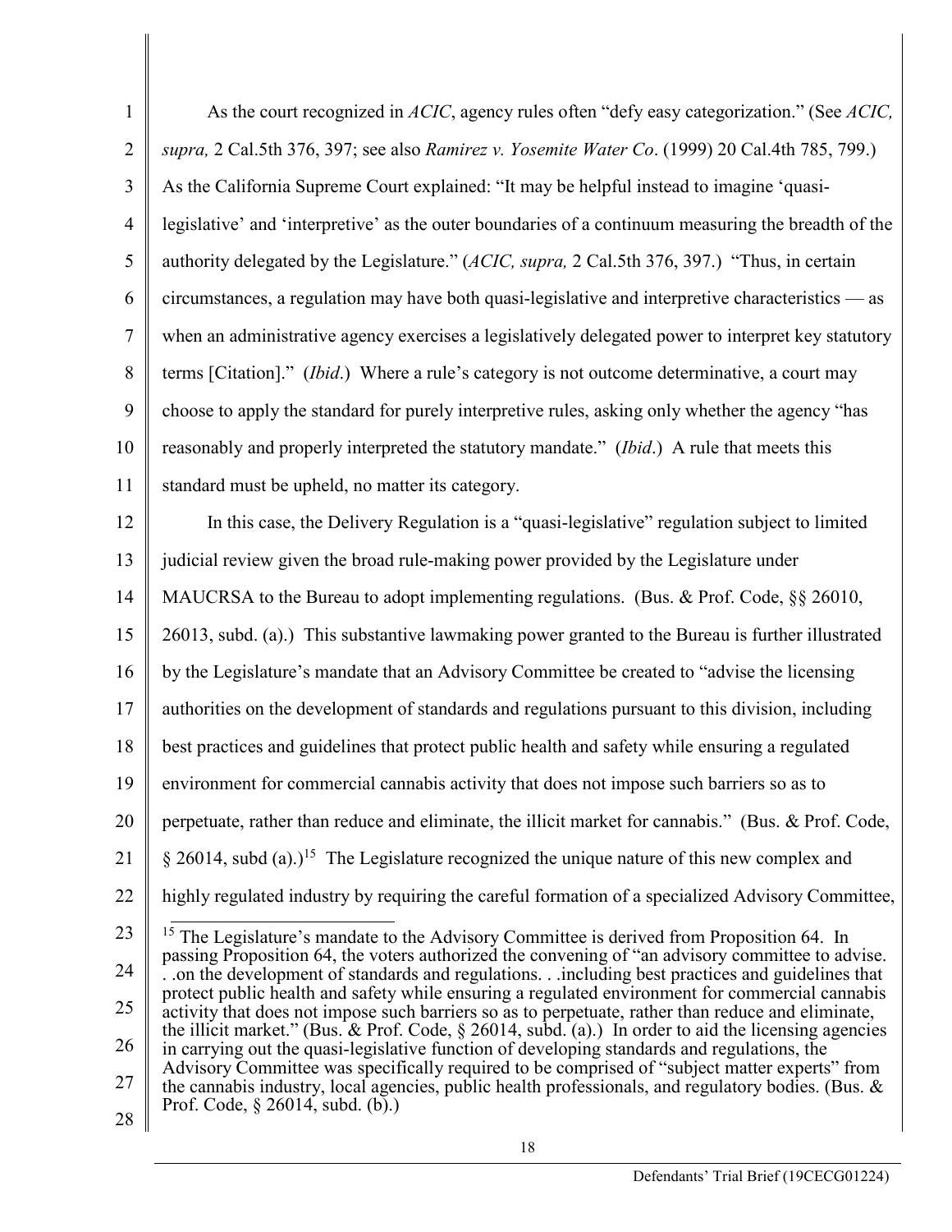As the court recognized in *ACIC*, agency rules often "defy easy categorization." (See *ACIC, supra,* 2 Cal.5th 376, 397; see also *Ramirez v. Yosemite Water Co*. (1999) 20 Cal.4th 785, 799.) As the California Supreme Court explained: "It may be helpful instead to imagine 'quasi-legislative' and 'interpretive' as the outer boundaries of a continuum measuring the breadth of the authority delegated by the Legislature." (*ACIC, supra,* 2 Cal.5th 376, 397.) "Thus, in certain circumstances, a regulation may have both quasi-legislative and interpretive characteristics — as when an administrative agency exercises a legislatively delegated power to interpret key statutory terms [Citation]." (*Ibid*.) Where a rule's category is not outcome determinative, a court may choose to apply the standard for purely interpretive rules, asking only whether the agency "has reasonably and properly interpreted the statutory mandate." (*Ibid*.) A rule that meets this standard must be upheld, no matter its category.

In this case, the Delivery Regulation is a "quasi-legislative" regulation subject to limited judicial review given the broad rule-making power provided by the Legislature under MAUCRSA to the Bureau to adopt implementing regulations. (Bus. & Prof. Code, §§ 26010, 26013, subd. (a).) This substantive lawmaking power granted to the Bureau is further illustrated by the Legislature's mandate that an Advisory Committee be created to "advise the licensing authorities on the development of standards and regulations pursuant to this division, including best practices and guidelines that protect public health and safety while ensuring a regulated environment for commercial cannabis activity that does not impose such barriers so as to perpetuate, rather than reduce and eliminate, the illicit market for cannabis." (Bus. & Prof. Code, § 26014, subd (a).)[15] The Legislature recognized the unique nature of this new complex and highly regulated industry by requiring the careful formation of a specialized Advisory Committee,

[15] The Legislature's mandate to the Advisory Committee is derived from Proposition 64. In passing Proposition 64, the voters authorized the convening of "an advisory committee to advise. . .on the development of standards and regulations. . .including best practices and guidelines that protect public health and safety while ensuring a regulated environment for commercial cannabis activity that does not impose such barriers so as to perpetuate, rather than reduce and eliminate, the illicit market." (Bus. & Prof. Code, § 26014, subd. (a).) In order to aid the licensing agencies in carrying out the quasi-legislative function of developing standards and regulations, the Advisory Committee was specifically required to be comprised of "subject matter experts" from the cannabis industry, local agencies, public health professionals, and regulatory bodies. (Bus. & Prof. Code, § 26014, subd. (b).)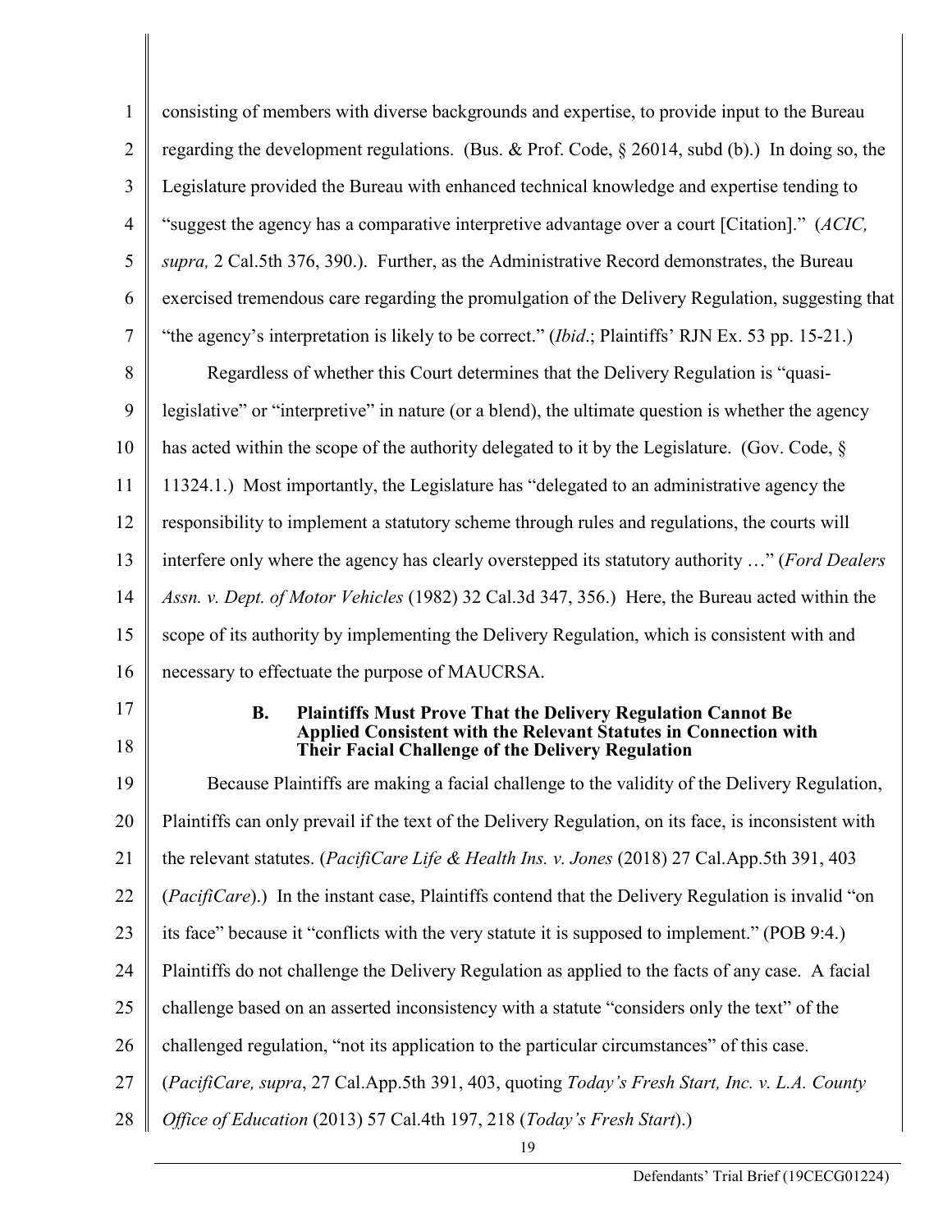consisting of members with diverse backgrounds and expertise, to provide input to the Bureau regarding the development regulations. (Bus. & Prof. Code, § 26014, subd (b).) In doing so, the Legislature provided the Bureau with enhanced technical knowledge and expertise tending to "suggest the agency has a comparative interpretive advantage over a court [Citation]." (*ACIC, supra,* 2 Cal.5th 376, 390.). Further, as the Administrative Record demonstrates, the Bureau exercised tremendous care regarding the promulgation of the Delivery Regulation, suggesting that "the agency's interpretation is likely to be correct." (*Ibid*.; Plaintiffs' RJN Ex. 53 pp. 15-21.)

Regardless of whether this Court determines that the Delivery Regulation is "quasi-legislative" or "interpretive" in nature (or a blend), the ultimate question is whether the agency has acted within the scope of the authority delegated to it by the Legislature. (Gov. Code, § 11324.1.) Most importantly, the Legislature has "delegated to an administrative agency the responsibility to implement a statutory scheme through rules and regulations, the courts will interfere only where the agency has clearly overstepped its statutory authority …" (*Ford Dealers Assn. v. Dept. of Motor Vehicles* (1982) 32 Cal.3d 347, 356.) Here, the Bureau acted within the scope of its authority by implementing the Delivery Regulation, which is consistent with and necessary to effectuate the purpose of MAUCRSA.

**B. Plaintiffs Must Prove That the Delivery Regulation Cannot Be Applied Consistent with the Relevant Statutes in Connection with Their Facial Challenge of the Delivery Regulation**

Because Plaintiffs are making a facial challenge to the validity of the Delivery Regulation, Plaintiffs can only prevail if the text of the Delivery Regulation, on its face, is inconsistent with the relevant statutes. (*PacifiCare Life & Health Ins. v. Jones* (2018) 27 Cal.App.5th 391, 403 (*PacifiCare*).) In the instant case, Plaintiffs contend that the Delivery Regulation is invalid "on its face" because it "conflicts with the very statute it is supposed to implement." (POB 9:4.) Plaintiffs do not challenge the Delivery Regulation as applied to the facts of any case. A facial challenge based on an asserted inconsistency with a statute "considers only the text" of the challenged regulation, "not its application to the particular circumstances" of this case. (*PacifiCare, supra*, 27 Cal.App.5th 391, 403, quoting *Today's Fresh Start, Inc. v. L.A. County Office of Education* (2013) 57 Cal.4th 197, 218 (*Today's Fresh Start*).)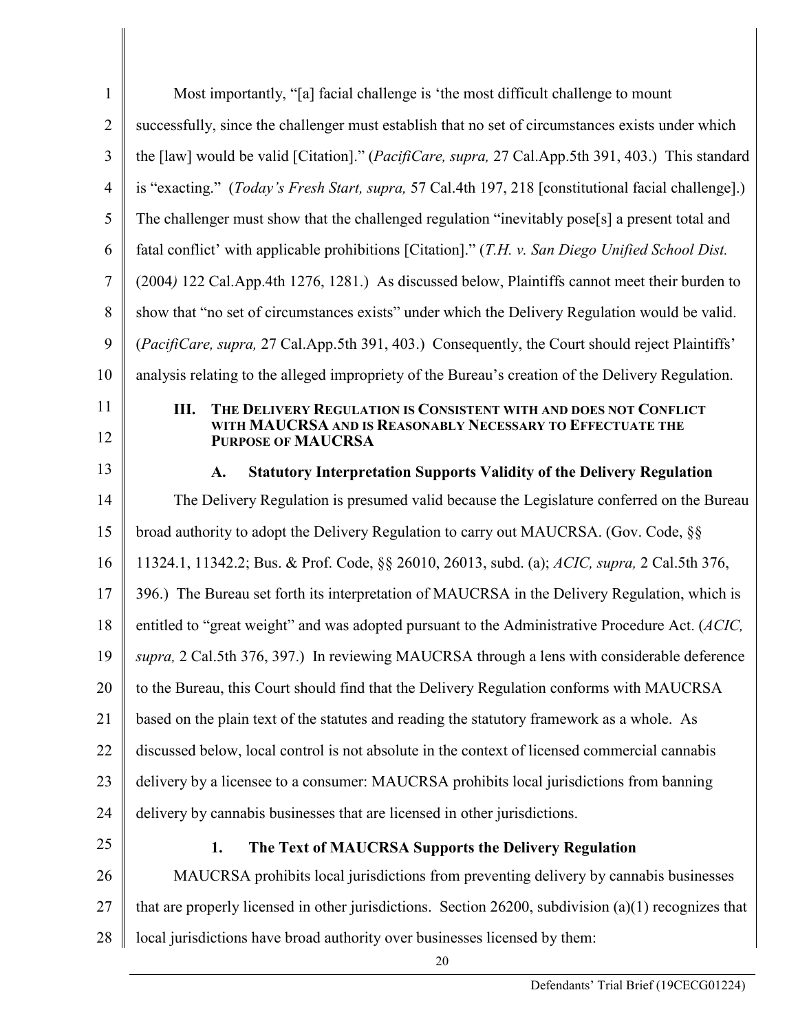Most importantly, "[a] facial challenge is 'the most difficult challenge to mount successfully, since the challenger must establish that no set of circumstances exists under which the [law] would be valid [Citation]." (*PacifiCare, supra,* 27 Cal.App.5th 391, 403.) This standard is "exacting." (*Today's Fresh Start, supra,* 57 Cal.4th 197, 218 [constitutional facial challenge].) The challenger must show that the challenged regulation "inevitably pose[s] a present total and fatal conflict' with applicable prohibitions [Citation]." (*T.H. v. San Diego Unified School Dist.* (2004) 122 Cal.App.4th 1276, 1281.) As discussed below, Plaintiffs cannot meet their burden to show that "no set of circumstances exists" under which the Delivery Regulation would be valid. (*PacifiCare, supra,* 27 Cal.App.5th 391, 403.) Consequently, the Court should reject Plaintiffs' analysis relating to the alleged impropriety of the Bureau's creation of the Delivery Regulation.

## III. THE DELIVERY REGULATION IS CONSISTENT WITH AND DOES NOT CONFLICT WITH MAUCRSA AND IS REASONABLY NECESSARY TO EFFECTUATE THE PURPOSE OF MAUCRSA

### A. Statutory Interpretation Supports Validity of the Delivery Regulation

The Delivery Regulation is presumed valid because the Legislature conferred on the Bureau broad authority to adopt the Delivery Regulation to carry out MAUCRSA. (Gov. Code, §§ 11324.1, 11342.2; Bus. & Prof. Code, §§ 26010, 26013, subd. (a); *ACIC, supra,* 2 Cal.5th 376, 396.) The Bureau set forth its interpretation of MAUCRSA in the Delivery Regulation, which is entitled to "great weight" and was adopted pursuant to the Administrative Procedure Act. (*ACIC, supra,* 2 Cal.5th 376, 397.) In reviewing MAUCRSA through a lens with considerable deference to the Bureau, this Court should find that the Delivery Regulation conforms with MAUCRSA based on the plain text of the statutes and reading the statutory framework as a whole. As discussed below, local control is not absolute in the context of licensed commercial cannabis delivery by a licensee to a consumer: MAUCRSA prohibits local jurisdictions from banning delivery by cannabis businesses that are licensed in other jurisdictions.

#### 1. The Text of MAUCRSA Supports the Delivery Regulation

MAUCRSA prohibits local jurisdictions from preventing delivery by cannabis businesses that are properly licensed in other jurisdictions. Section 26200, subdivision (a)(1) recognizes that local jurisdictions have broad authority over businesses licensed by them: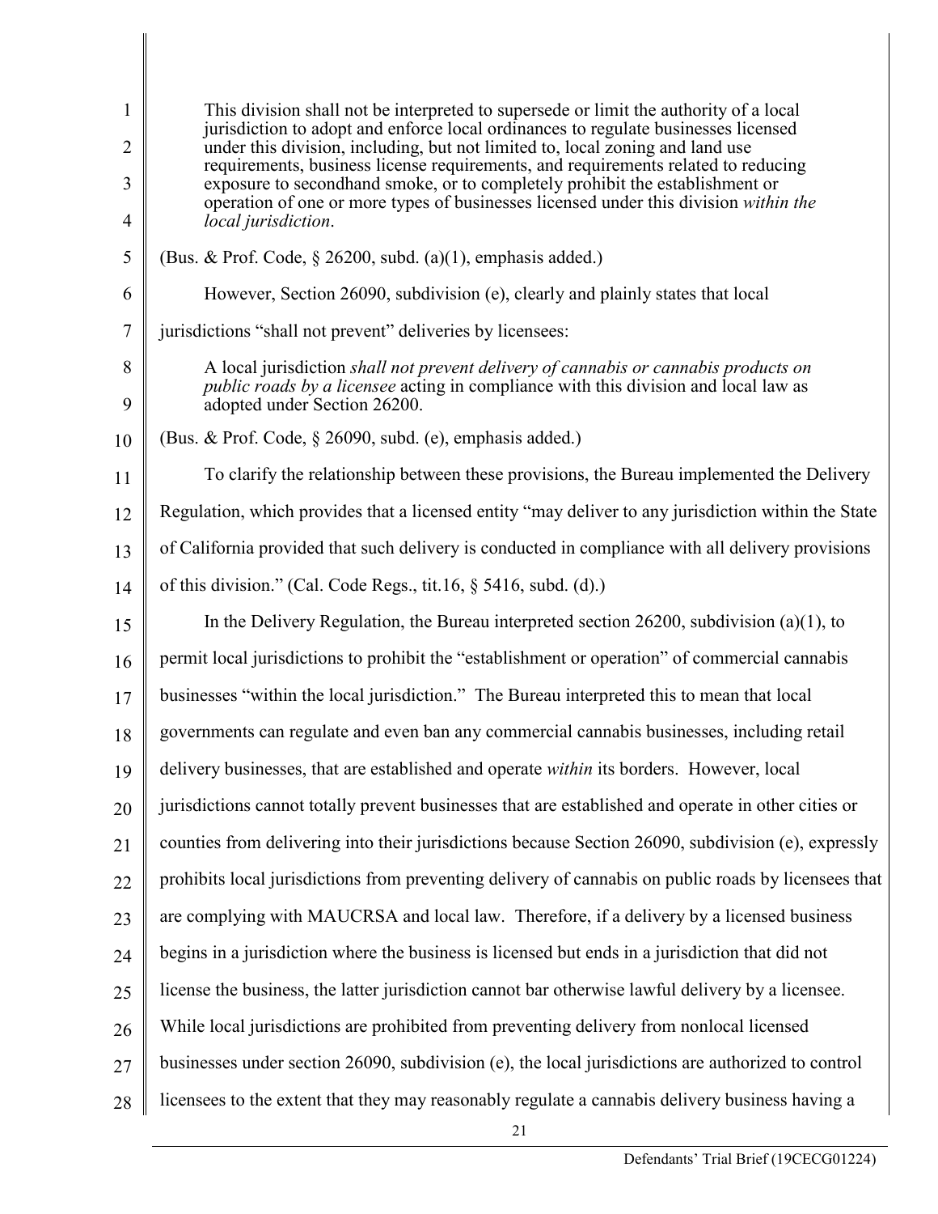> This division shall not be interpreted to supersede or limit the authority of a local jurisdiction to adopt and enforce local ordinances to regulate businesses licensed under this division, including, but not limited to, local zoning and land use requirements, business license requirements, and requirements related to reducing exposure to secondhand smoke, or to completely prohibit the establishment or operation of one or more types of businesses licensed under this division *within the local jurisdiction*.

(Bus. & Prof. Code, § 26200, subd. (a)(1), emphasis added.)

However, Section 26090, subdivision (e), clearly and plainly states that local jurisdictions "shall not prevent" deliveries by licensees:

> A local jurisdiction *shall not prevent delivery of cannabis or cannabis products on public roads by a licensee* acting in compliance with this division and local law as adopted under Section 26200.

(Bus. & Prof. Code, § 26090, subd. (e), emphasis added.)

To clarify the relationship between these provisions, the Bureau implemented the Delivery Regulation, which provides that a licensed entity "may deliver to any jurisdiction within the State of California provided that such delivery is conducted in compliance with all delivery provisions of this division." (Cal. Code Regs., tit.16, § 5416, subd. (d).)

In the Delivery Regulation, the Bureau interpreted section 26200, subdivision (a)(1), to permit local jurisdictions to prohibit the "establishment or operation" of commercial cannabis businesses "within the local jurisdiction." The Bureau interpreted this to mean that local governments can regulate and even ban any commercial cannabis businesses, including retail delivery businesses, that are established and operate *within* its borders. However, local jurisdictions cannot totally prevent businesses that are established and operate in other cities or counties from delivering into their jurisdictions because Section 26090, subdivision (e), expressly prohibits local jurisdictions from preventing delivery of cannabis on public roads by licensees that are complying with MAUCRSA and local law. Therefore, if a delivery by a licensed business begins in a jurisdiction where the business is licensed but ends in a jurisdiction that did not license the business, the latter jurisdiction cannot bar otherwise lawful delivery by a licensee. While local jurisdictions are prohibited from preventing delivery from nonlocal licensed businesses under section 26090, subdivision (e), the local jurisdictions are authorized to control licensees to the extent that they may reasonably regulate a cannabis delivery business having a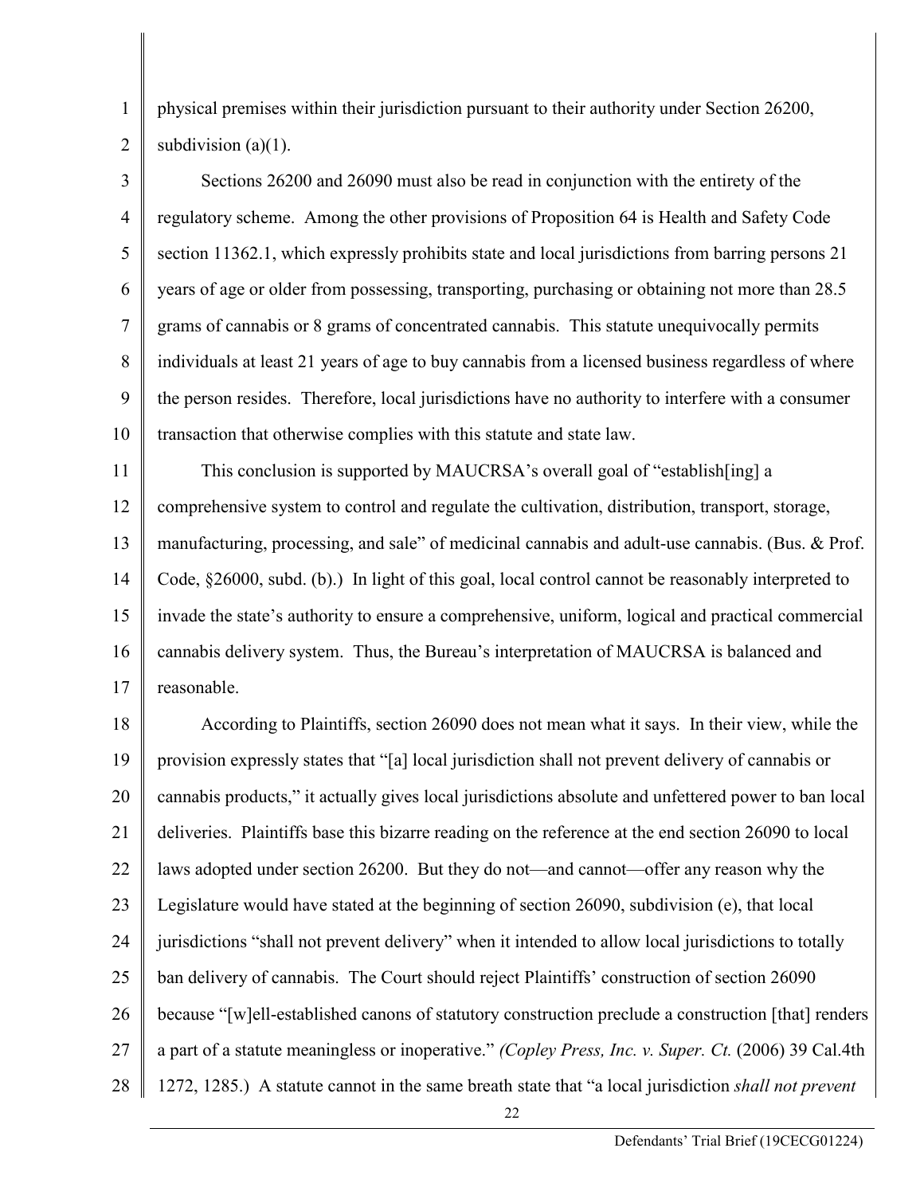physical premises within their jurisdiction pursuant to their authority under Section 26200, subdivision (a)(1).

Sections 26200 and 26090 must also be read in conjunction with the entirety of the regulatory scheme. Among the other provisions of Proposition 64 is Health and Safety Code section 11362.1, which expressly prohibits state and local jurisdictions from barring persons 21 years of age or older from possessing, transporting, purchasing or obtaining not more than 28.5 grams of cannabis or 8 grams of concentrated cannabis. This statute unequivocally permits individuals at least 21 years of age to buy cannabis from a licensed business regardless of where the person resides. Therefore, local jurisdictions have no authority to interfere with a consumer transaction that otherwise complies with this statute and state law.

This conclusion is supported by MAUCRSA's overall goal of "establish[ing] a comprehensive system to control and regulate the cultivation, distribution, transport, storage, manufacturing, processing, and sale" of medicinal cannabis and adult-use cannabis. (Bus. & Prof. Code, §26000, subd. (b).) In light of this goal, local control cannot be reasonably interpreted to invade the state's authority to ensure a comprehensive, uniform, logical and practical commercial cannabis delivery system. Thus, the Bureau's interpretation of MAUCRSA is balanced and reasonable.

According to Plaintiffs, section 26090 does not mean what it says. In their view, while the provision expressly states that "[a] local jurisdiction shall not prevent delivery of cannabis or cannabis products," it actually gives local jurisdictions absolute and unfettered power to ban local deliveries. Plaintiffs base this bizarre reading on the reference at the end section 26090 to local laws adopted under section 26200. But they do not—and cannot—offer any reason why the Legislature would have stated at the beginning of section 26090, subdivision (e), that local jurisdictions "shall not prevent delivery" when it intended to allow local jurisdictions to totally ban delivery of cannabis. The Court should reject Plaintiffs' construction of section 26090 because "[w]ell-established canons of statutory construction preclude a construction [that] renders a part of a statute meaningless or inoperative." *(Copley Press, Inc. v. Super. Ct.* (2006) 39 Cal.4th 1272, 1285.) A statute cannot in the same breath state that "a local jurisdiction *shall not prevent*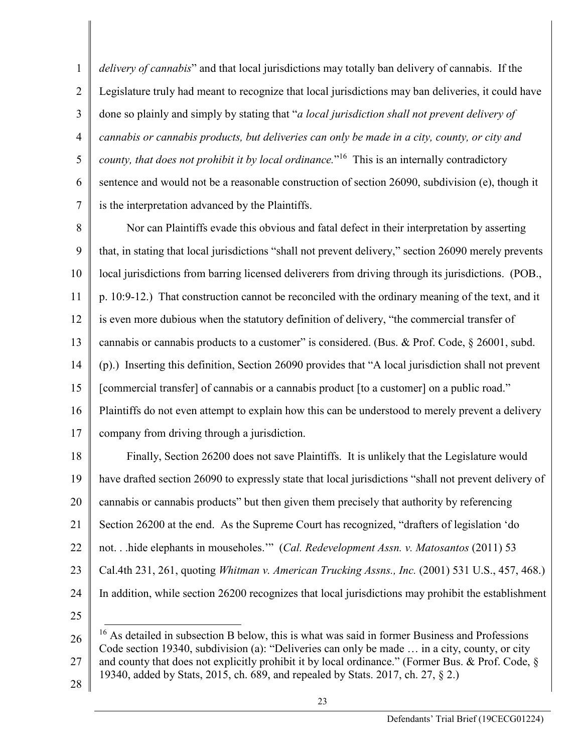*delivery of cannabis*" and that local jurisdictions may totally ban delivery of cannabis. If the Legislature truly had meant to recognize that local jurisdictions may ban deliveries, it could have done so plainly and simply by stating that "*a local jurisdiction shall not prevent delivery of cannabis or cannabis products, but deliveries can only be made in a city, county, or city and county, that does not prohibit it by local ordinance.*"[16] This is an internally contradictory sentence and would not be a reasonable construction of section 26090, subdivision (e), though it is the interpretation advanced by the Plaintiffs.

Nor can Plaintiffs evade this obvious and fatal defect in their interpretation by asserting that, in stating that local jurisdictions "shall not prevent delivery," section 26090 merely prevents local jurisdictions from barring licensed deliverers from driving through its jurisdictions. (POB., p. 10:9-12.) That construction cannot be reconciled with the ordinary meaning of the text, and it is even more dubious when the statutory definition of delivery, "the commercial transfer of cannabis or cannabis products to a customer" is considered. (Bus. & Prof. Code, § 26001, subd. (p).) Inserting this definition, Section 26090 provides that "A local jurisdiction shall not prevent [commercial transfer] of cannabis or a cannabis product [to a customer] on a public road." Plaintiffs do not even attempt to explain how this can be understood to merely prevent a delivery company from driving through a jurisdiction.

Finally, Section 26200 does not save Plaintiffs. It is unlikely that the Legislature would have drafted section 26090 to expressly state that local jurisdictions "shall not prevent delivery of cannabis or cannabis products" but then given them precisely that authority by referencing Section 26200 at the end. As the Supreme Court has recognized, "drafters of legislation 'do not. . .hide elephants in mouseholes.'" (*Cal. Redevelopment Assn. v. Matosantos* (2011) 53 Cal.4th 231, 261, quoting *Whitman v. American Trucking Assns., Inc.* (2001) 531 U.S., 457, 468.) In addition, while section 26200 recognizes that local jurisdictions may prohibit the establishment

---

[16] As detailed in subsection B below, this is what was said in former Business and Professions Code section 19340, subdivision (a): "Deliveries can only be made … in a city, county, or city and county that does not explicitly prohibit it by local ordinance." (Former Bus. & Prof. Code, § 19340, added by Stats, 2015, ch. 689, and repealed by Stats. 2017, ch. 27, § 2.)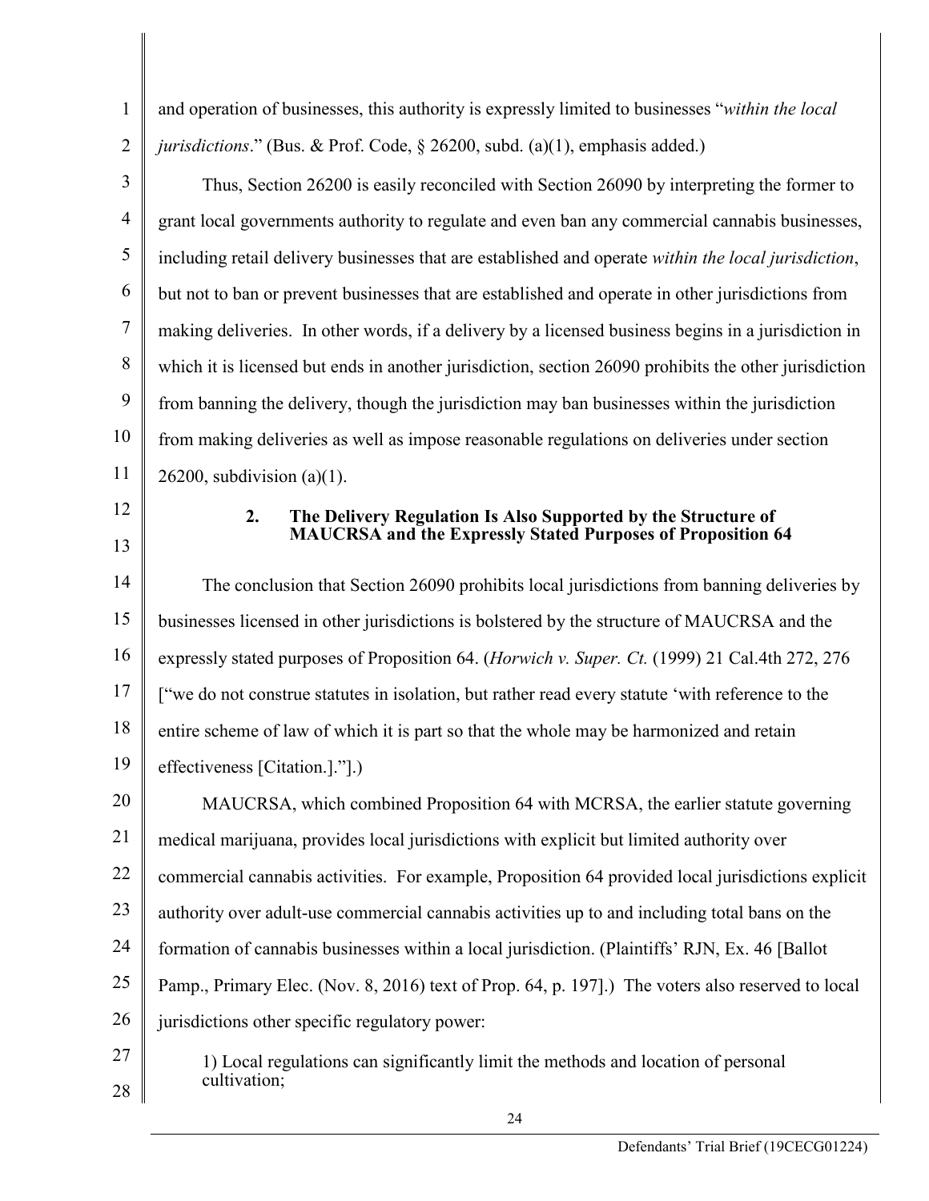and operation of businesses, this authority is expressly limited to businesses "*within the local jurisdictions*." (Bus. & Prof. Code, § 26200, subd. (a)(1), emphasis added.)

Thus, Section 26200 is easily reconciled with Section 26090 by interpreting the former to grant local governments authority to regulate and even ban any commercial cannabis businesses, including retail delivery businesses that are established and operate *within the local jurisdiction*, but not to ban or prevent businesses that are established and operate in other jurisdictions from making deliveries. In other words, if a delivery by a licensed business begins in a jurisdiction in which it is licensed but ends in another jurisdiction, section 26090 prohibits the other jurisdiction from banning the delivery, though the jurisdiction may ban businesses within the jurisdiction from making deliveries as well as impose reasonable regulations on deliveries under section 26200, subdivision (a)(1).

### 2. The Delivery Regulation Is Also Supported by the Structure of MAUCRSA and the Expressly Stated Purposes of Proposition 64

The conclusion that Section 26090 prohibits local jurisdictions from banning deliveries by businesses licensed in other jurisdictions is bolstered by the structure of MAUCRSA and the expressly stated purposes of Proposition 64. (*Horwich v. Super. Ct.* (1999) 21 Cal.4th 272, 276 ["we do not construe statutes in isolation, but rather read every statute 'with reference to the entire scheme of law of which it is part so that the whole may be harmonized and retain effectiveness [Citation.]."].)

MAUCRSA, which combined Proposition 64 with MCRSA, the earlier statute governing medical marijuana, provides local jurisdictions with explicit but limited authority over commercial cannabis activities. For example, Proposition 64 provided local jurisdictions explicit authority over adult-use commercial cannabis activities up to and including total bans on the formation of cannabis businesses within a local jurisdiction. (Plaintiffs' RJN, Ex. 46 [Ballot Pamp., Primary Elec. (Nov. 8, 2016) text of Prop. 64, p. 197].) The voters also reserved to local jurisdictions other specific regulatory power:

> 1) Local regulations can significantly limit the methods and location of personal cultivation;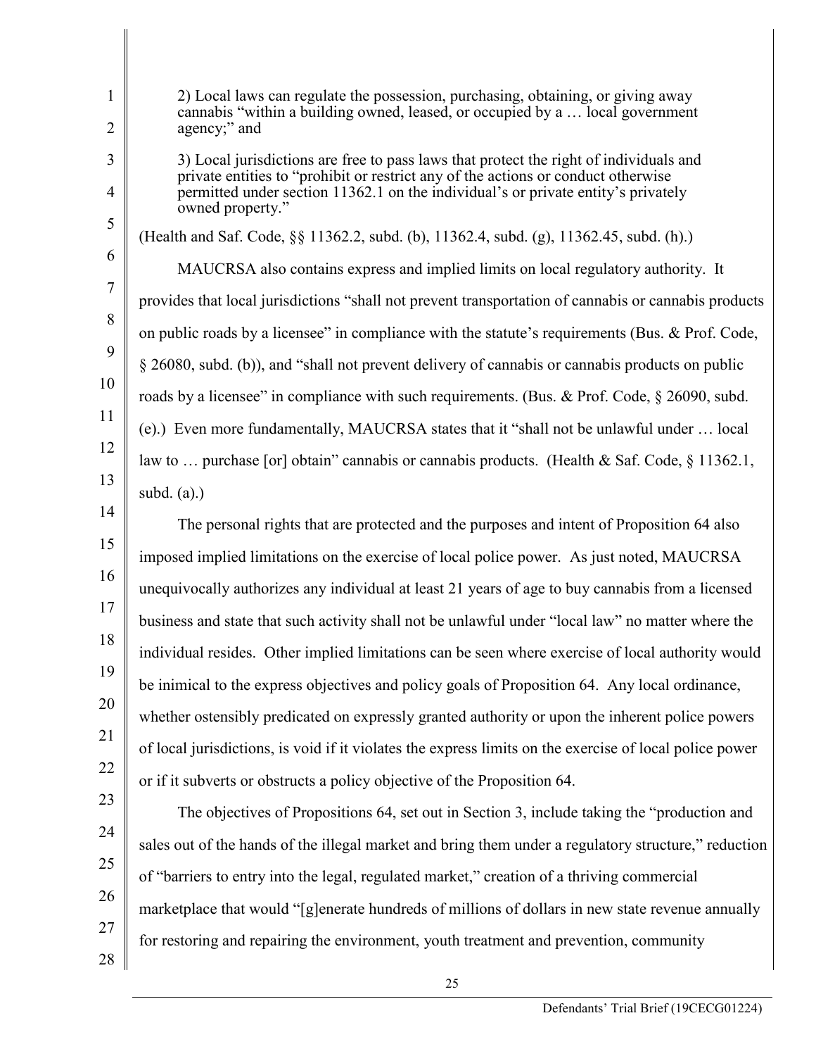2) Local laws can regulate the possession, purchasing, obtaining, or giving away cannabis "within a building owned, leased, or occupied by a … local government agency;" and

3) Local jurisdictions are free to pass laws that protect the right of individuals and private entities to "prohibit or restrict any of the actions or conduct otherwise permitted under section 11362.1 on the individual's or private entity's privately owned property."

(Health and Saf. Code, §§ 11362.2, subd. (b), 11362.4, subd. (g), 11362.45, subd. (h).)

MAUCRSA also contains express and implied limits on local regulatory authority. It provides that local jurisdictions "shall not prevent transportation of cannabis or cannabis products on public roads by a licensee" in compliance with the statute's requirements (Bus. & Prof. Code, § 26080, subd. (b)), and "shall not prevent delivery of cannabis or cannabis products on public roads by a licensee" in compliance with such requirements. (Bus. & Prof. Code, § 26090, subd. (e).) Even more fundamentally, MAUCRSA states that it "shall not be unlawful under … local law to … purchase [or] obtain" cannabis or cannabis products. (Health & Saf. Code, § 11362.1, subd. (a).)

The personal rights that are protected and the purposes and intent of Proposition 64 also imposed implied limitations on the exercise of local police power. As just noted, MAUCRSA unequivocally authorizes any individual at least 21 years of age to buy cannabis from a licensed business and state that such activity shall not be unlawful under "local law" no matter where the individual resides. Other implied limitations can be seen where exercise of local authority would be inimical to the express objectives and policy goals of Proposition 64. Any local ordinance, whether ostensibly predicated on expressly granted authority or upon the inherent police powers of local jurisdictions, is void if it violates the express limits on the exercise of local police power or if it subverts or obstructs a policy objective of the Proposition 64.

The objectives of Propositions 64, set out in Section 3, include taking the "production and sales out of the hands of the illegal market and bring them under a regulatory structure," reduction of "barriers to entry into the legal, regulated market," creation of a thriving commercial marketplace that would "[g]enerate hundreds of millions of dollars in new state revenue annually for restoring and repairing the environment, youth treatment and prevention, community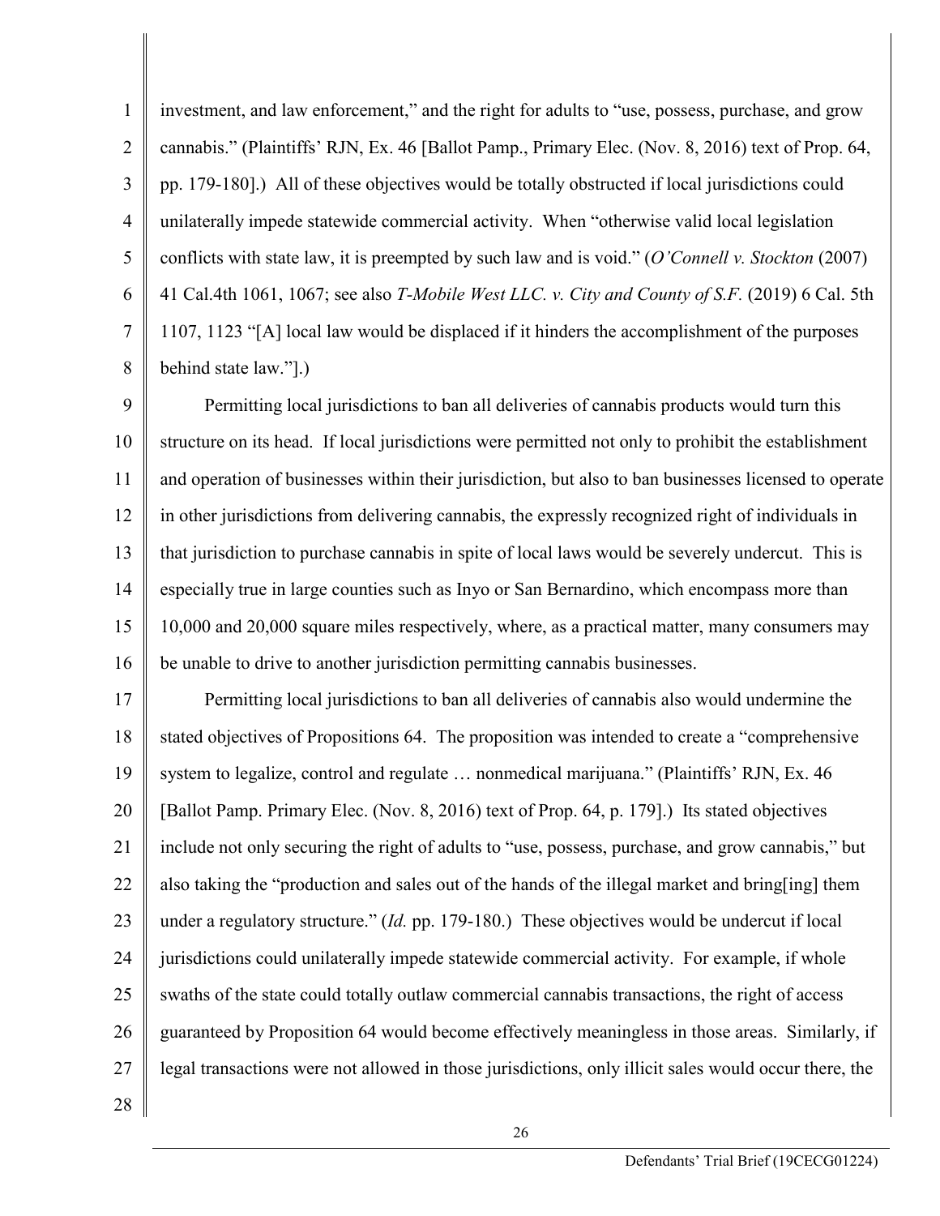investment, and law enforcement," and the right for adults to "use, possess, purchase, and grow cannabis." (Plaintiffs' RJN, Ex. 46 [Ballot Pamp., Primary Elec. (Nov. 8, 2016) text of Prop. 64, pp. 179-180].) All of these objectives would be totally obstructed if local jurisdictions could unilaterally impede statewide commercial activity. When "otherwise valid local legislation conflicts with state law, it is preempted by such law and is void." (*O'Connell v. Stockton* (2007) 41 Cal.4th 1061, 1067; see also *T-Mobile West LLC. v. City and County of S.F.* (2019) 6 Cal. 5th 1107, 1123 "[A] local law would be displaced if it hinders the accomplishment of the purposes behind state law."].)

Permitting local jurisdictions to ban all deliveries of cannabis products would turn this structure on its head. If local jurisdictions were permitted not only to prohibit the establishment and operation of businesses within their jurisdiction, but also to ban businesses licensed to operate in other jurisdictions from delivering cannabis, the expressly recognized right of individuals in that jurisdiction to purchase cannabis in spite of local laws would be severely undercut. This is especially true in large counties such as Inyo or San Bernardino, which encompass more than 10,000 and 20,000 square miles respectively, where, as a practical matter, many consumers may be unable to drive to another jurisdiction permitting cannabis businesses.

Permitting local jurisdictions to ban all deliveries of cannabis also would undermine the stated objectives of Propositions 64. The proposition was intended to create a "comprehensive system to legalize, control and regulate … nonmedical marijuana." (Plaintiffs' RJN, Ex. 46 [Ballot Pamp. Primary Elec. (Nov. 8, 2016) text of Prop. 64, p. 179].) Its stated objectives include not only securing the right of adults to "use, possess, purchase, and grow cannabis," but also taking the "production and sales out of the hands of the illegal market and bring[ing] them under a regulatory structure." (*Id.* pp. 179-180.) These objectives would be undercut if local jurisdictions could unilaterally impede statewide commercial activity. For example, if whole swaths of the state could totally outlaw commercial cannabis transactions, the right of access guaranteed by Proposition 64 would become effectively meaningless in those areas. Similarly, if legal transactions were not allowed in those jurisdictions, only illicit sales would occur there, the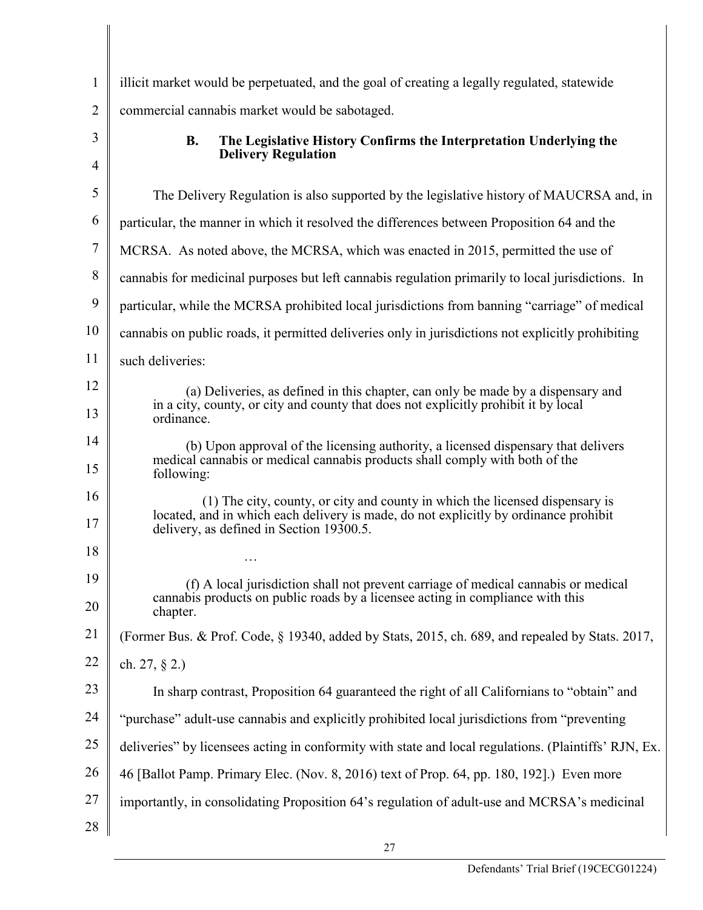illicit market would be perpetuated, and the goal of creating a legally regulated, statewide commercial cannabis market would be sabotaged.

### B. The Legislative History Confirms the Interpretation Underlying the Delivery Regulation

The Delivery Regulation is also supported by the legislative history of MAUCRSA and, in particular, the manner in which it resolved the differences between Proposition 64 and the MCRSA. As noted above, the MCRSA, which was enacted in 2015, permitted the use of cannabis for medicinal purposes but left cannabis regulation primarily to local jurisdictions. In particular, while the MCRSA prohibited local jurisdictions from banning "carriage" of medical cannabis on public roads, it permitted deliveries only in jurisdictions not explicitly prohibiting such deliveries:

> (a) Deliveries, as defined in this chapter, can only be made by a dispensary and in a city, county, or city and county that does not explicitly prohibit it by local ordinance.
>
> (b) Upon approval of the licensing authority, a licensed dispensary that delivers medical cannabis or medical cannabis products shall comply with both of the following:
>
> (1) The city, county, or city and county in which the licensed dispensary is located, and in which each delivery is made, do not explicitly by ordinance prohibit delivery, as defined in Section 19300.5.
>
> …
>
> (f) A local jurisdiction shall not prevent carriage of medical cannabis or medical cannabis products on public roads by a licensee acting in compliance with this chapter.

(Former Bus. & Prof. Code, § 19340, added by Stats, 2015, ch. 689, and repealed by Stats. 2017, ch. 27, § 2.)

In sharp contrast, Proposition 64 guaranteed the right of all Californians to "obtain" and "purchase" adult-use cannabis and explicitly prohibited local jurisdictions from "preventing deliveries" by licensees acting in conformity with state and local regulations. (Plaintiffs' RJN, Ex. 46 [Ballot Pamp. Primary Elec. (Nov. 8, 2016) text of Prop. 64, pp. 180, 192].) Even more importantly, in consolidating Proposition 64's regulation of adult-use and MCRSA's medicinal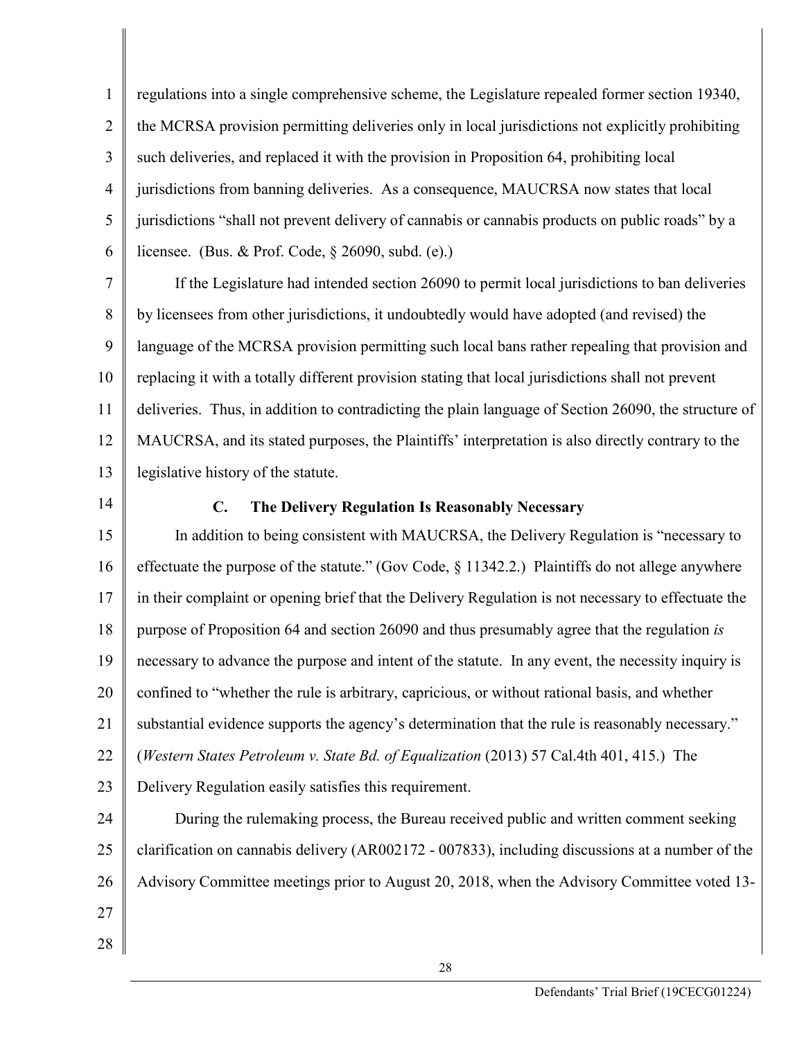regulations into a single comprehensive scheme, the Legislature repealed former section 19340, the MCRSA provision permitting deliveries only in local jurisdictions not explicitly prohibiting such deliveries, and replaced it with the provision in Proposition 64, prohibiting local jurisdictions from banning deliveries. As a consequence, MAUCRSA now states that local jurisdictions "shall not prevent delivery of cannabis or cannabis products on public roads" by a licensee. (Bus. & Prof. Code, § 26090, subd. (e).)

If the Legislature had intended section 26090 to permit local jurisdictions to ban deliveries by licensees from other jurisdictions, it undoubtedly would have adopted (and revised) the language of the MCRSA provision permitting such local bans rather repealing that provision and replacing it with a totally different provision stating that local jurisdictions shall not prevent deliveries. Thus, in addition to contradicting the plain language of Section 26090, the structure of MAUCRSA, and its stated purposes, the Plaintiffs' interpretation is also directly contrary to the legislative history of the statute.

### C. The Delivery Regulation Is Reasonably Necessary

In addition to being consistent with MAUCRSA, the Delivery Regulation is "necessary to effectuate the purpose of the statute." (Gov Code, § 11342.2.) Plaintiffs do not allege anywhere in their complaint or opening brief that the Delivery Regulation is not necessary to effectuate the purpose of Proposition 64 and section 26090 and thus presumably agree that the regulation *is* necessary to advance the purpose and intent of the statute. In any event, the necessity inquiry is confined to "whether the rule is arbitrary, capricious, or without rational basis, and whether substantial evidence supports the agency's determination that the rule is reasonably necessary." (*Western States Petroleum v. State Bd. of Equalization* (2013) 57 Cal.4th 401, 415.) The Delivery Regulation easily satisfies this requirement.

During the rulemaking process, the Bureau received public and written comment seeking clarification on cannabis delivery (AR002172 - 007833), including discussions at a number of the Advisory Committee meetings prior to August 20, 2018, when the Advisory Committee voted 13-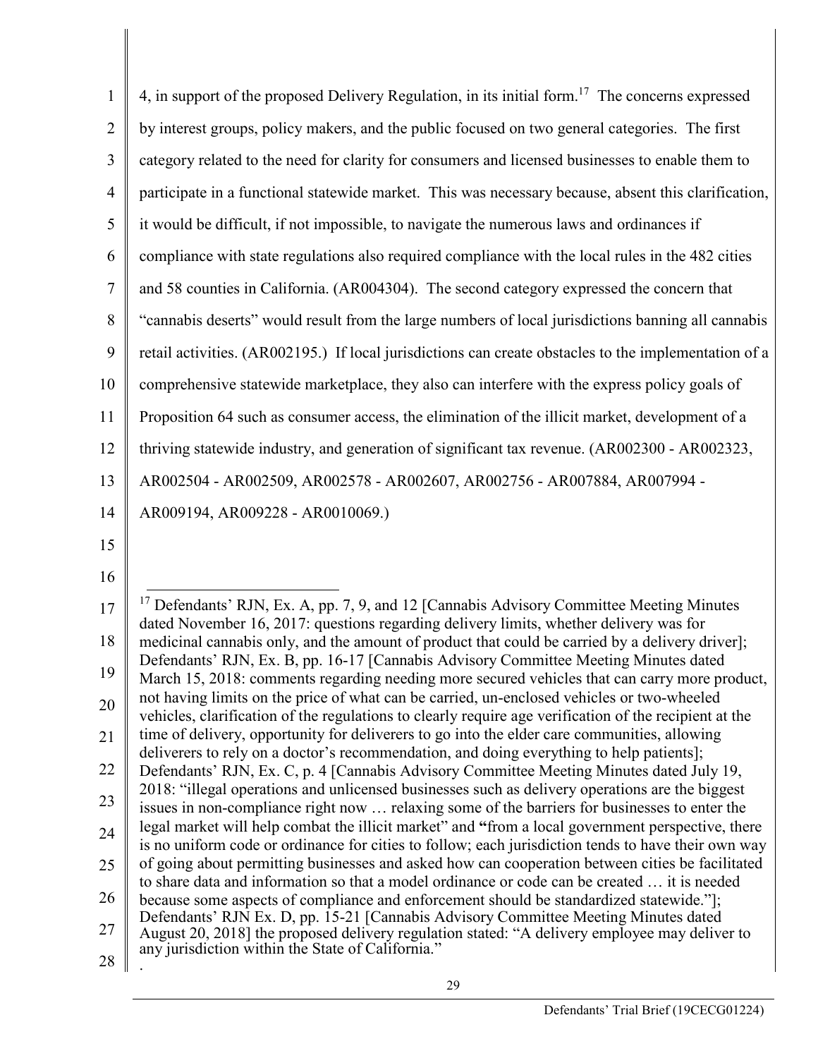4, in support of the proposed Delivery Regulation, in its initial form.[17] The concerns expressed by interest groups, policy makers, and the public focused on two general categories. The first category related to the need for clarity for consumers and licensed businesses to enable them to participate in a functional statewide market. This was necessary because, absent this clarification, it would be difficult, if not impossible, to navigate the numerous laws and ordinances if compliance with state regulations also required compliance with the local rules in the 482 cities and 58 counties in California. (AR004304). The second category expressed the concern that "cannabis deserts" would result from the large numbers of local jurisdictions banning all cannabis retail activities. (AR002195.) If local jurisdictions can create obstacles to the implementation of a comprehensive statewide marketplace, they also can interfere with the express policy goals of Proposition 64 such as consumer access, the elimination of the illicit market, development of a thriving statewide industry, and generation of significant tax revenue. (AR002300 - AR002323, AR002504 - AR002509, AR002578 - AR002607, AR002756 - AR007884, AR007994 - AR009194, AR009228 - AR0010069.)

---

[17] Defendants' RJN, Ex. A, pp. 7, 9, and 12 [Cannabis Advisory Committee Meeting Minutes dated November 16, 2017: questions regarding delivery limits, whether delivery was for medicinal cannabis only, and the amount of product that could be carried by a delivery driver]; Defendants' RJN, Ex. B, pp. 16-17 [Cannabis Advisory Committee Meeting Minutes dated March 15, 2018: comments regarding needing more secured vehicles that can carry more product, not having limits on the price of what can be carried, un-enclosed vehicles or two-wheeled vehicles, clarification of the regulations to clearly require age verification of the recipient at the time of delivery, opportunity for deliverers to go into the elder care communities, allowing deliverers to rely on a doctor's recommendation, and doing everything to help patients]; Defendants' RJN, Ex. C, p. 4 [Cannabis Advisory Committee Meeting Minutes dated July 19, 2018: "illegal operations and unlicensed businesses such as delivery operations are the biggest issues in non-compliance right now … relaxing some of the barriers for businesses to enter the legal market will help combat the illicit market" and **"**from a local government perspective, there is no uniform code or ordinance for cities to follow; each jurisdiction tends to have their own way of going about permitting businesses and asked how can cooperation between cities be facilitated to share data and information so that a model ordinance or code can be created … it is needed because some aspects of compliance and enforcement should be standardized statewide."]; Defendants' RJN Ex. D, pp. 15-21 [Cannabis Advisory Committee Meeting Minutes dated August 20, 2018] the proposed delivery regulation stated: "A delivery employee may deliver to any jurisdiction within the State of California."
.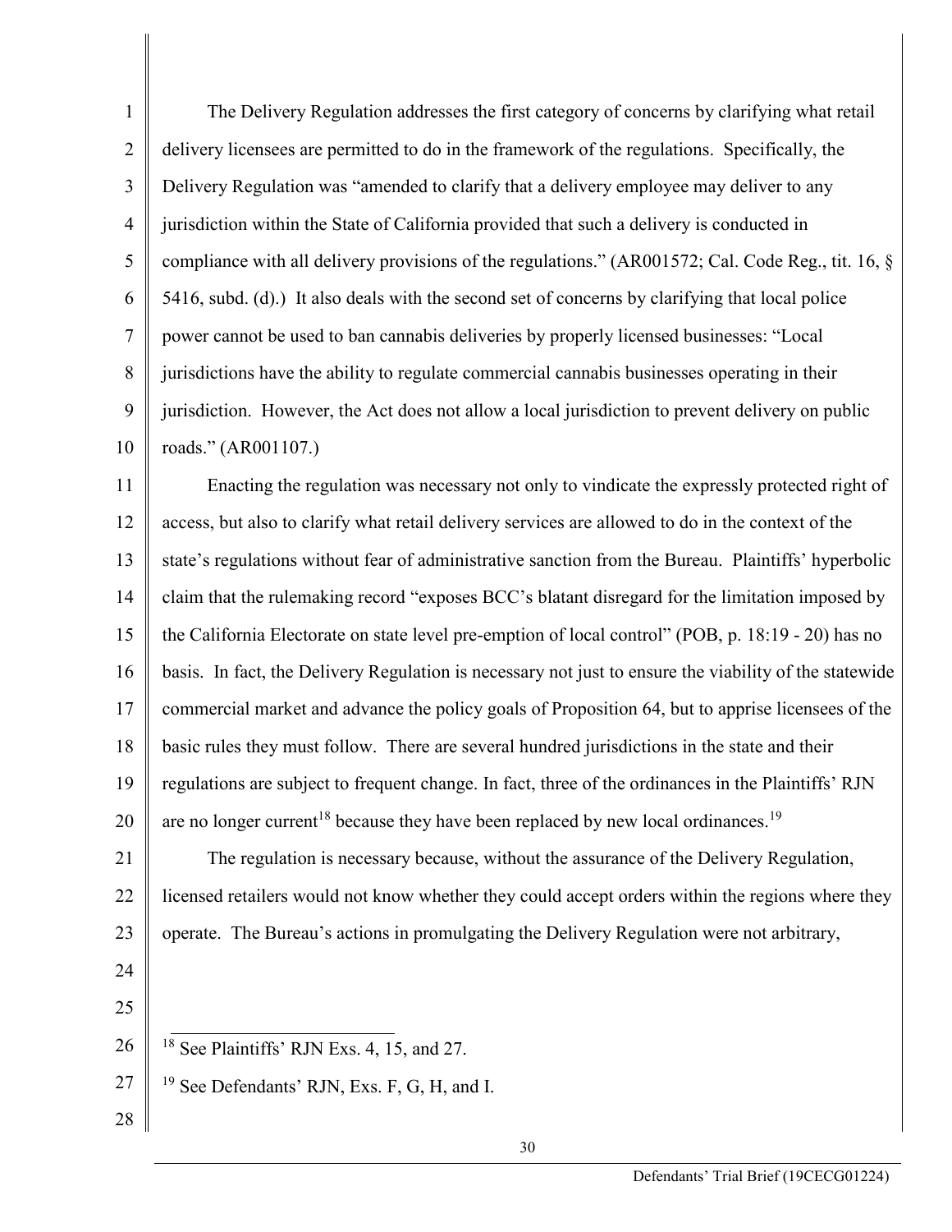The Delivery Regulation addresses the first category of concerns by clarifying what retail delivery licensees are permitted to do in the framework of the regulations. Specifically, the Delivery Regulation was "amended to clarify that a delivery employee may deliver to any jurisdiction within the State of California provided that such a delivery is conducted in compliance with all delivery provisions of the regulations." (AR001572; Cal. Code Reg., tit. 16, § 5416, subd. (d).) It also deals with the second set of concerns by clarifying that local police power cannot be used to ban cannabis deliveries by properly licensed businesses: "Local jurisdictions have the ability to regulate commercial cannabis businesses operating in their jurisdiction. However, the Act does not allow a local jurisdiction to prevent delivery on public roads." (AR001107.)

Enacting the regulation was necessary not only to vindicate the expressly protected right of access, but also to clarify what retail delivery services are allowed to do in the context of the state's regulations without fear of administrative sanction from the Bureau. Plaintiffs' hyperbolic claim that the rulemaking record "exposes BCC's blatant disregard for the limitation imposed by the California Electorate on state level pre-emption of local control" (POB, p. 18:19 - 20) has no basis. In fact, the Delivery Regulation is necessary not just to ensure the viability of the statewide commercial market and advance the policy goals of Proposition 64, but to apprise licensees of the basic rules they must follow. There are several hundred jurisdictions in the state and their regulations are subject to frequent change. In fact, three of the ordinances in the Plaintiffs' RJN are no longer current[18] because they have been replaced by new local ordinances.[19]

The regulation is necessary because, without the assurance of the Delivery Regulation, licensed retailers would not know whether they could accept orders within the regions where they operate. The Bureau's actions in promulgating the Delivery Regulation were not arbitrary,

---

[18] See Plaintiffs' RJN Exs. 4, 15, and 27.

[19] See Defendants' RJN, Exs. F, G, H, and I.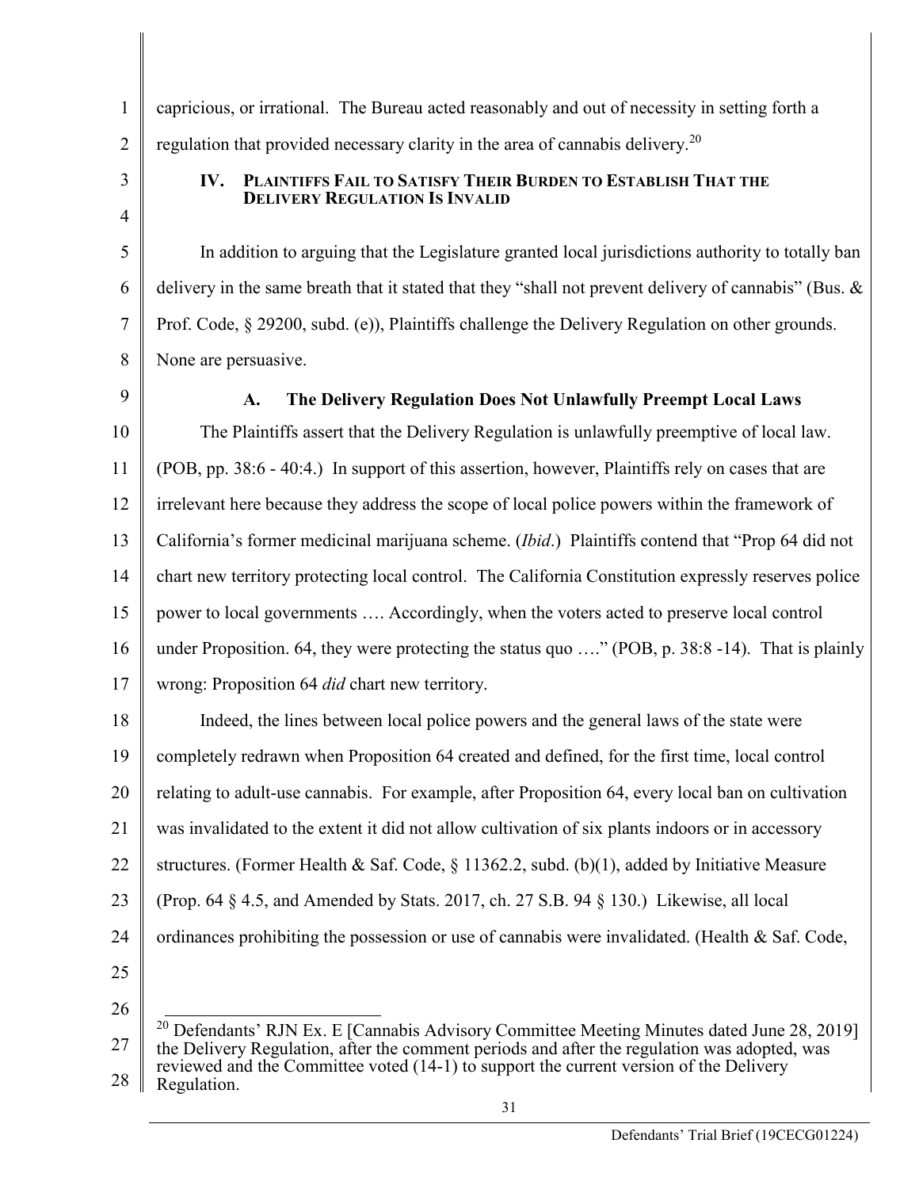capricious, or irrational. The Bureau acted reasonably and out of necessity in setting forth a regulation that provided necessary clarity in the area of cannabis delivery.[20]

## IV. PLAINTIFFS FAIL TO SATISFY THEIR BURDEN TO ESTABLISH THAT THE DELIVERY REGULATION IS INVALID

In addition to arguing that the Legislature granted local jurisdictions authority to totally ban delivery in the same breath that it stated that they "shall not prevent delivery of cannabis" (Bus. & Prof. Code, § 29200, subd. (e)), Plaintiffs challenge the Delivery Regulation on other grounds. None are persuasive.

### A. The Delivery Regulation Does Not Unlawfully Preempt Local Laws

The Plaintiffs assert that the Delivery Regulation is unlawfully preemptive of local law. (POB, pp. 38:6 - 40:4.) In support of this assertion, however, Plaintiffs rely on cases that are irrelevant here because they address the scope of local police powers within the framework of California's former medicinal marijuana scheme. (*Ibid*.) Plaintiffs contend that "Prop 64 did not chart new territory protecting local control. The California Constitution expressly reserves police power to local governments …. Accordingly, when the voters acted to preserve local control under Proposition. 64, they were protecting the status quo …." (POB, p. 38:8 -14). That is plainly wrong: Proposition 64 *did* chart new territory.

Indeed, the lines between local police powers and the general laws of the state were completely redrawn when Proposition 64 created and defined, for the first time, local control relating to adult-use cannabis. For example, after Proposition 64, every local ban on cultivation was invalidated to the extent it did not allow cultivation of six plants indoors or in accessory structures. (Former Health & Saf. Code, § 11362.2, subd. (b)(1), added by Initiative Measure (Prop. 64 § 4.5, and Amended by Stats. 2017, ch. 27 S.B. 94 § 130.) Likewise, all local ordinances prohibiting the possession or use of cannabis were invalidated. (Health & Saf. Code,

---

[20] Defendants' RJN Ex. E [Cannabis Advisory Committee Meeting Minutes dated June 28, 2019] the Delivery Regulation, after the comment periods and after the regulation was adopted, was reviewed and the Committee voted (14-1) to support the current version of the Delivery Regulation.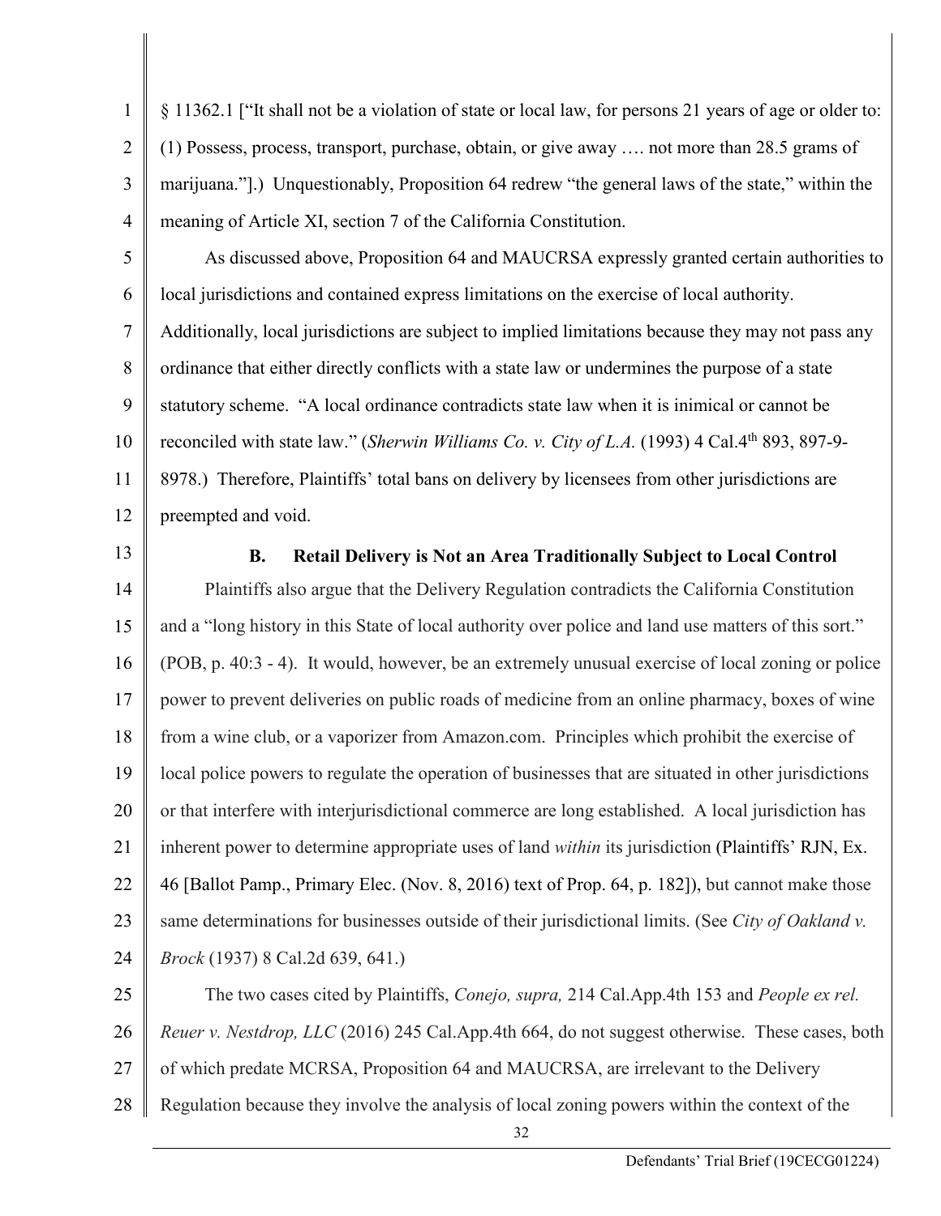§ 11362.1 ["It shall not be a violation of state or local law, for persons 21 years of age or older to: (1) Possess, process, transport, purchase, obtain, or give away …. not more than 28.5 grams of marijuana."].) Unquestionably, Proposition 64 redrew "the general laws of the state," within the meaning of Article XI, section 7 of the California Constitution.

As discussed above, Proposition 64 and MAUCRSA expressly granted certain authorities to local jurisdictions and contained express limitations on the exercise of local authority. Additionally, local jurisdictions are subject to implied limitations because they may not pass any ordinance that either directly conflicts with a state law or undermines the purpose of a state statutory scheme. "A local ordinance contradicts state law when it is inimical or cannot be reconciled with state law." (*Sherwin Williams Co. v. City of L.A.* (1993) 4 Cal.4th 893, 897-9-8978.) Therefore, Plaintiffs' total bans on delivery by licensees from other jurisdictions are preempted and void.

### B. Retail Delivery is Not an Area Traditionally Subject to Local Control

Plaintiffs also argue that the Delivery Regulation contradicts the California Constitution and a "long history in this State of local authority over police and land use matters of this sort." (POB, p. 40:3 - 4). It would, however, be an extremely unusual exercise of local zoning or police power to prevent deliveries on public roads of medicine from an online pharmacy, boxes of wine from a wine club, or a vaporizer from Amazon.com. Principles which prohibit the exercise of local police powers to regulate the operation of businesses that are situated in other jurisdictions or that interfere with interjurisdictional commerce are long established. A local jurisdiction has inherent power to determine appropriate uses of land *within* its jurisdiction (Plaintiffs' RJN, Ex. 46 [Ballot Pamp., Primary Elec. (Nov. 8, 2016) text of Prop. 64, p. 182]), but cannot make those same determinations for businesses outside of their jurisdictional limits. (See *City of Oakland v. Brock* (1937) 8 Cal.2d 639, 641.)

The two cases cited by Plaintiffs, *Conejo, supra,* 214 Cal.App.4th 153 and *People ex rel. Reuer v. Nestdrop, LLC* (2016) 245 Cal.App.4th 664, do not suggest otherwise. These cases, both of which predate MCRSA, Proposition 64 and MAUCRSA, are irrelevant to the Delivery Regulation because they involve the analysis of local zoning powers within the context of the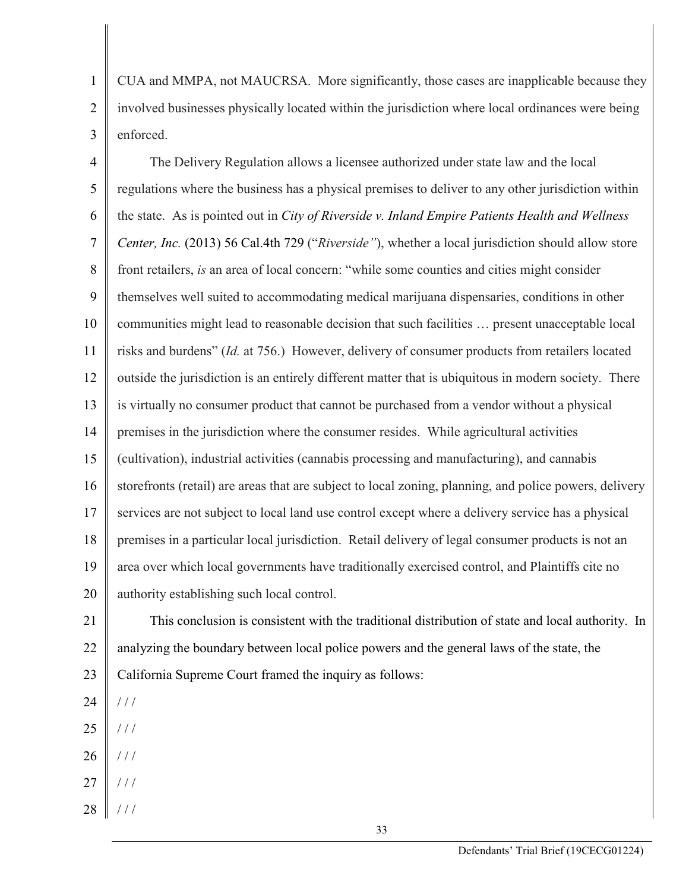CUA and MMPA, not MAUCRSA. More significantly, those cases are inapplicable because they involved businesses physically located within the jurisdiction where local ordinances were being enforced.

The Delivery Regulation allows a licensee authorized under state law and the local regulations where the business has a physical premises to deliver to any other jurisdiction within the state. As is pointed out in *City of Riverside v. Inland Empire Patients Health and Wellness Center, Inc.* (2013) 56 Cal.4th 729 ("*Riverside"*), whether a local jurisdiction should allow store front retailers, *is* an area of local concern: "while some counties and cities might consider themselves well suited to accommodating medical marijuana dispensaries, conditions in other communities might lead to reasonable decision that such facilities … present unacceptable local risks and burdens" (*Id.* at 756.) However, delivery of consumer products from retailers located outside the jurisdiction is an entirely different matter that is ubiquitous in modern society. There is virtually no consumer product that cannot be purchased from a vendor without a physical premises in the jurisdiction where the consumer resides. While agricultural activities (cultivation), industrial activities (cannabis processing and manufacturing), and cannabis storefronts (retail) are areas that are subject to local zoning, planning, and police powers, delivery services are not subject to local land use control except where a delivery service has a physical premises in a particular local jurisdiction. Retail delivery of legal consumer products is not an area over which local governments have traditionally exercised control, and Plaintiffs cite no authority establishing such local control.

This conclusion is consistent with the traditional distribution of state and local authority. In analyzing the boundary between local police powers and the general laws of the state, the California Supreme Court framed the inquiry as follows:

/ / /

/ / /

/ / /

/ / /

/ / /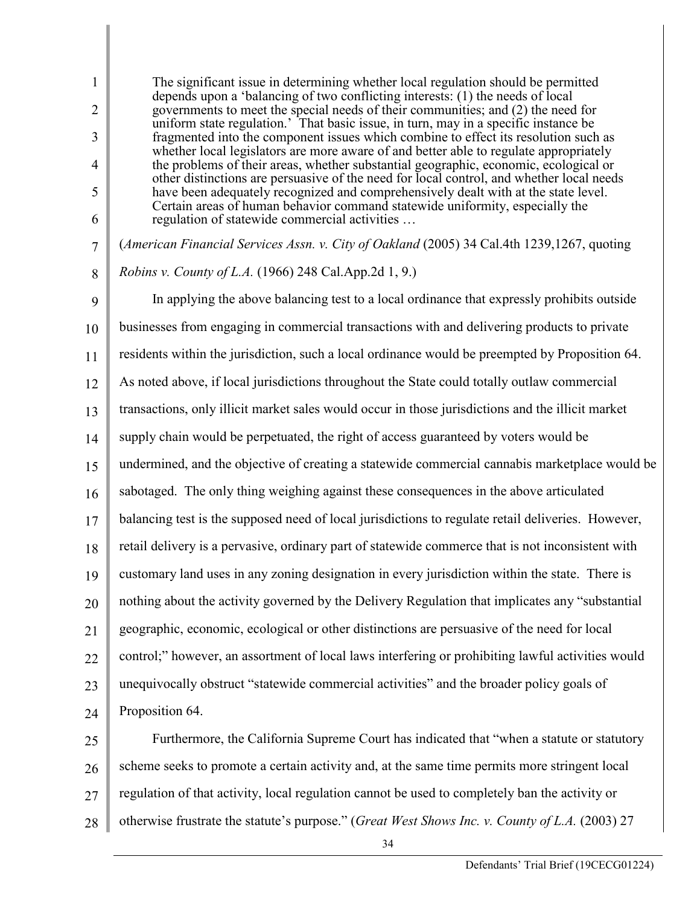> The significant issue in determining whether local regulation should be permitted depends upon a 'balancing of two conflicting interests: (1) the needs of local governments to meet the special needs of their communities; and (2) the need for uniform state regulation.' That basic issue, in turn, may in a specific instance be fragmented into the component issues which combine to effect its resolution such as whether local legislators are more aware of and better able to regulate appropriately the problems of their areas, whether substantial geographic, economic, ecological or other distinctions are persuasive of the need for local control, and whether local needs have been adequately recognized and comprehensively dealt with at the state level. Certain areas of human behavior command statewide uniformity, especially the regulation of statewide commercial activities …

(*American Financial Services Assn. v. City of Oakland* (2005) 34 Cal.4th 1239,1267, quoting *Robins v. County of L.A.* (1966) 248 Cal.App.2d 1, 9.)

In applying the above balancing test to a local ordinance that expressly prohibits outside businesses from engaging in commercial transactions with and delivering products to private residents within the jurisdiction, such a local ordinance would be preempted by Proposition 64. As noted above, if local jurisdictions throughout the State could totally outlaw commercial transactions, only illicit market sales would occur in those jurisdictions and the illicit market supply chain would be perpetuated, the right of access guaranteed by voters would be undermined, and the objective of creating a statewide commercial cannabis marketplace would be sabotaged. The only thing weighing against these consequences in the above articulated balancing test is the supposed need of local jurisdictions to regulate retail deliveries. However, retail delivery is a pervasive, ordinary part of statewide commerce that is not inconsistent with customary land uses in any zoning designation in every jurisdiction within the state. There is nothing about the activity governed by the Delivery Regulation that implicates any "substantial geographic, economic, ecological or other distinctions are persuasive of the need for local control;" however, an assortment of local laws interfering or prohibiting lawful activities would unequivocally obstruct "statewide commercial activities" and the broader policy goals of Proposition 64.

Furthermore, the California Supreme Court has indicated that "when a statute or statutory scheme seeks to promote a certain activity and, at the same time permits more stringent local regulation of that activity, local regulation cannot be used to completely ban the activity or otherwise frustrate the statute's purpose." (*Great West Shows Inc. v. County of L.A.* (2003) 27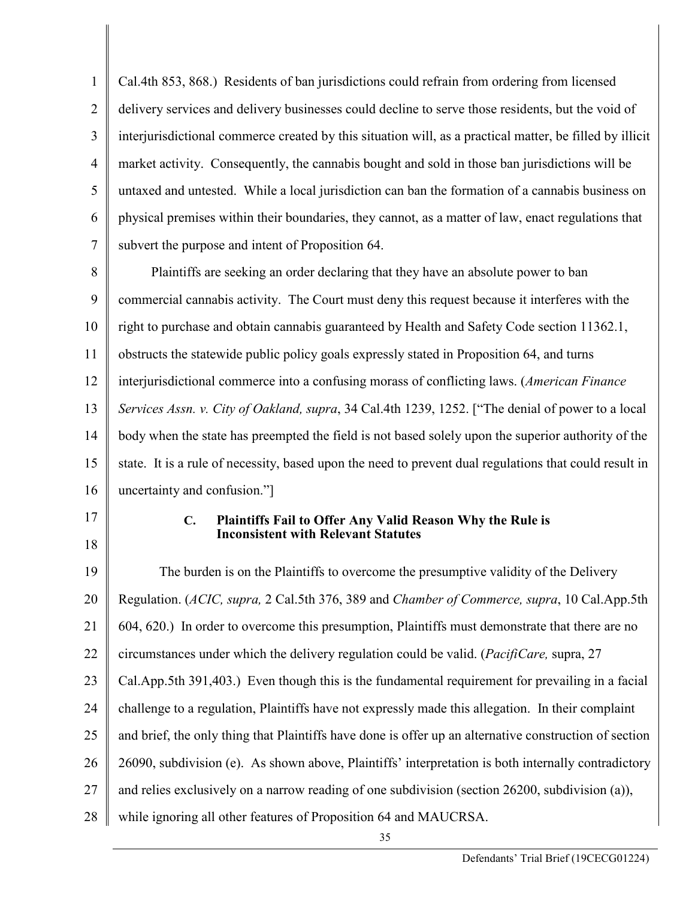Cal.4th 853, 868.) Residents of ban jurisdictions could refrain from ordering from licensed delivery services and delivery businesses could decline to serve those residents, but the void of interjurisdictional commerce created by this situation will, as a practical matter, be filled by illicit market activity. Consequently, the cannabis bought and sold in those ban jurisdictions will be untaxed and untested. While a local jurisdiction can ban the formation of a cannabis business on physical premises within their boundaries, they cannot, as a matter of law, enact regulations that subvert the purpose and intent of Proposition 64.

Plaintiffs are seeking an order declaring that they have an absolute power to ban commercial cannabis activity. The Court must deny this request because it interferes with the right to purchase and obtain cannabis guaranteed by Health and Safety Code section 11362.1, obstructs the statewide public policy goals expressly stated in Proposition 64, and turns interjurisdictional commerce into a confusing morass of conflicting laws. (*American Finance Services Assn. v. City of Oakland, supra*, 34 Cal.4th 1239, 1252. ["The denial of power to a local body when the state has preempted the field is not based solely upon the superior authority of the state. It is a rule of necessity, based upon the need to prevent dual regulations that could result in uncertainty and confusion."]

### C. Plaintiffs Fail to Offer Any Valid Reason Why the Rule is Inconsistent with Relevant Statutes

The burden is on the Plaintiffs to overcome the presumptive validity of the Delivery Regulation. (*ACIC, supra,* 2 Cal.5th 376, 389 and *Chamber of Commerce, supra*, 10 Cal.App.5th 604, 620.) In order to overcome this presumption, Plaintiffs must demonstrate that there are no circumstances under which the delivery regulation could be valid. (*PacifiCare,* supra, 27 Cal.App.5th 391,403.) Even though this is the fundamental requirement for prevailing in a facial challenge to a regulation, Plaintiffs have not expressly made this allegation. In their complaint and brief, the only thing that Plaintiffs have done is offer up an alternative construction of section 26090, subdivision (e). As shown above, Plaintiffs' interpretation is both internally contradictory and relies exclusively on a narrow reading of one subdivision (section 26200, subdivision (a)), while ignoring all other features of Proposition 64 and MAUCRSA.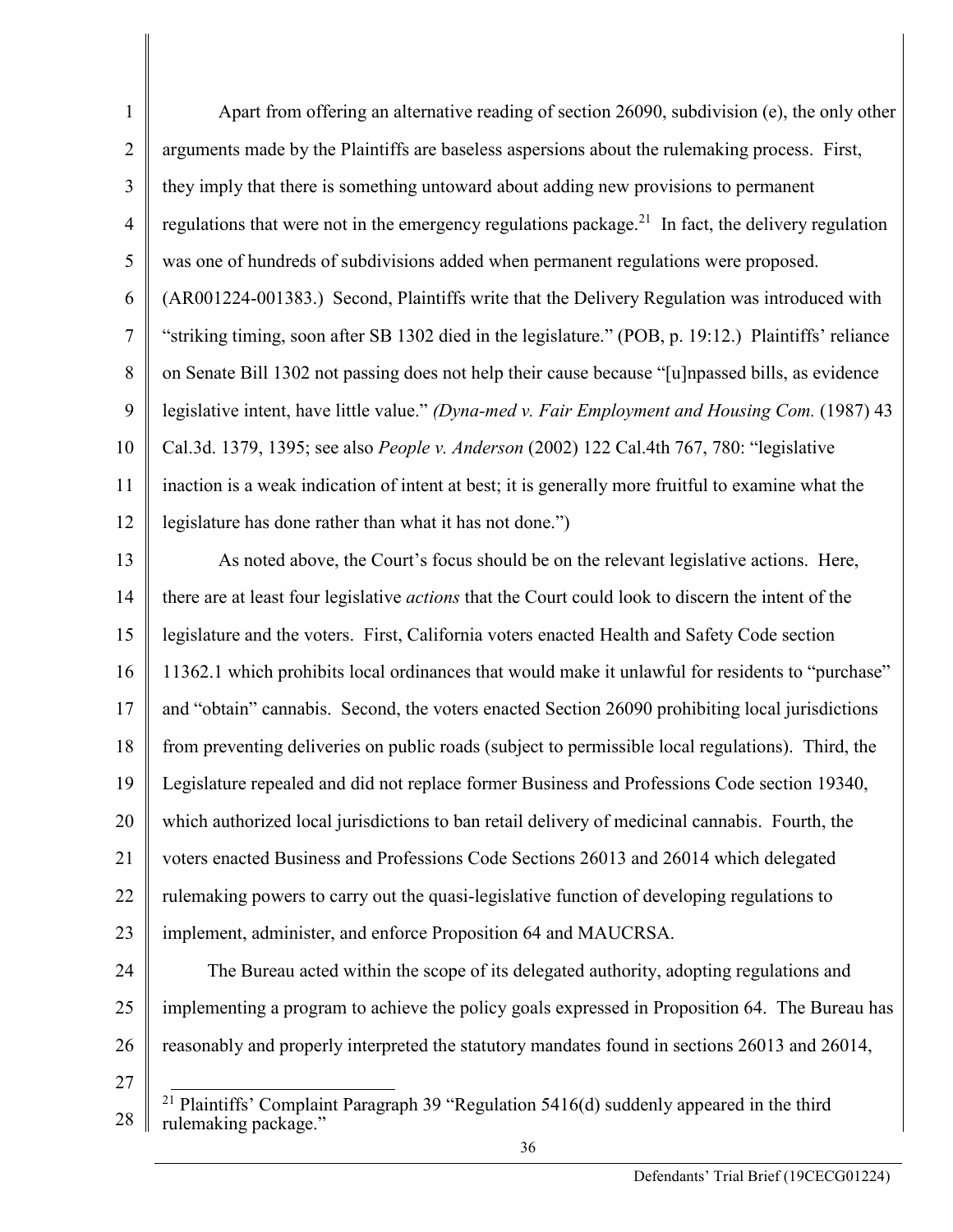Apart from offering an alternative reading of section 26090, subdivision (e), the only other arguments made by the Plaintiffs are baseless aspersions about the rulemaking process. First, they imply that there is something untoward about adding new provisions to permanent regulations that were not in the emergency regulations package.[21] In fact, the delivery regulation was one of hundreds of subdivisions added when permanent regulations were proposed. (AR001224-001383.) Second, Plaintiffs write that the Delivery Regulation was introduced with "striking timing, soon after SB 1302 died in the legislature." (POB, p. 19:12.) Plaintiffs' reliance on Senate Bill 1302 not passing does not help their cause because "[u]npassed bills, as evidence legislative intent, have little value." *(Dyna-med v. Fair Employment and Housing Com.* (1987) 43 Cal.3d. 1379, 1395; see also *People v. Anderson* (2002) 122 Cal.4th 767, 780: "legislative inaction is a weak indication of intent at best; it is generally more fruitful to examine what the legislature has done rather than what it has not done.")

As noted above, the Court's focus should be on the relevant legislative actions. Here, there are at least four legislative *actions* that the Court could look to discern the intent of the legislature and the voters. First, California voters enacted Health and Safety Code section 11362.1 which prohibits local ordinances that would make it unlawful for residents to "purchase" and "obtain" cannabis. Second, the voters enacted Section 26090 prohibiting local jurisdictions from preventing deliveries on public roads (subject to permissible local regulations). Third, the Legislature repealed and did not replace former Business and Professions Code section 19340, which authorized local jurisdictions to ban retail delivery of medicinal cannabis. Fourth, the voters enacted Business and Professions Code Sections 26013 and 26014 which delegated rulemaking powers to carry out the quasi-legislative function of developing regulations to implement, administer, and enforce Proposition 64 and MAUCRSA.

The Bureau acted within the scope of its delegated authority, adopting regulations and implementing a program to achieve the policy goals expressed in Proposition 64. The Bureau has reasonably and properly interpreted the statutory mandates found in sections 26013 and 26014,

---

[21] Plaintiffs' Complaint Paragraph 39 "Regulation 5416(d) suddenly appeared in the third rulemaking package."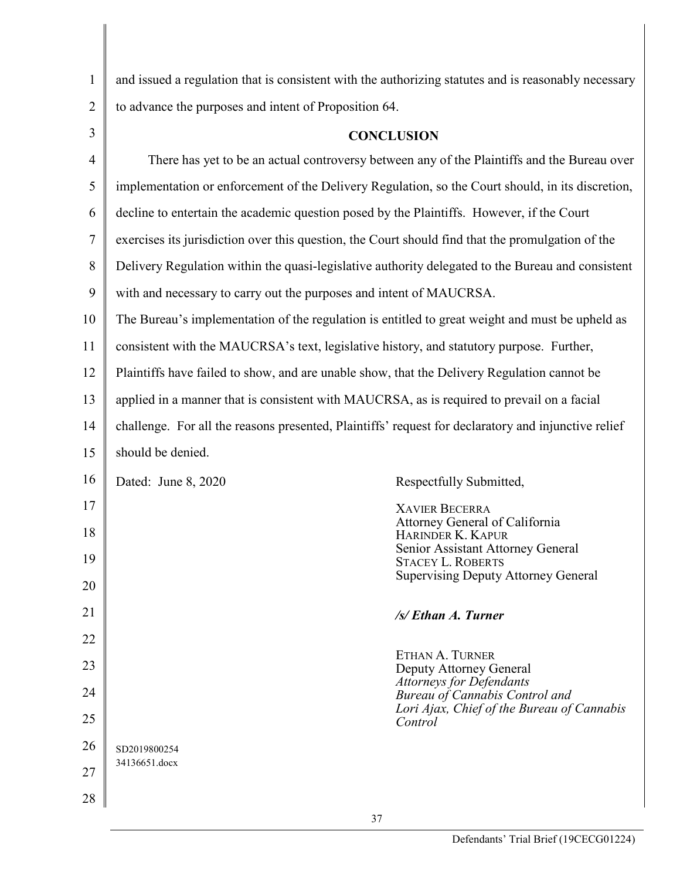and issued a regulation that is consistent with the authorizing statutes and is reasonably necessary to advance the purposes and intent of Proposition 64.

## CONCLUSION

There has yet to be an actual controversy between any of the Plaintiffs and the Bureau over implementation or enforcement of the Delivery Regulation, so the Court should, in its discretion, decline to entertain the academic question posed by the Plaintiffs. However, if the Court exercises its jurisdiction over this question, the Court should find that the promulgation of the Delivery Regulation within the quasi-legislative authority delegated to the Bureau and consistent with and necessary to carry out the purposes and intent of MAUCRSA.

The Bureau's implementation of the regulation is entitled to great weight and must be upheld as consistent with the MAUCRSA's text, legislative history, and statutory purpose. Further, Plaintiffs have failed to show, and are unable show, that the Delivery Regulation cannot be applied in a manner that is consistent with MAUCRSA, as is required to prevail on a facial challenge. For all the reasons presented, Plaintiffs' request for declaratory and injunctive relief should be denied.

Dated: June 8, 2020

Respectfully Submitted,

XAVIER BECERRA
Attorney General of California
HARINDER K. KAPUR
Senior Assistant Attorney General
STACEY L. ROBERTS
Supervising Deputy Attorney General

***/s/ Ethan A. Turner***

ETHAN A. TURNER
Deputy Attorney General
*Attorneys for Defendants*
*Bureau of Cannabis Control and*
*Lori Ajax, Chief of the Bureau of Cannabis Control*

SD2019800254
34136651.docx